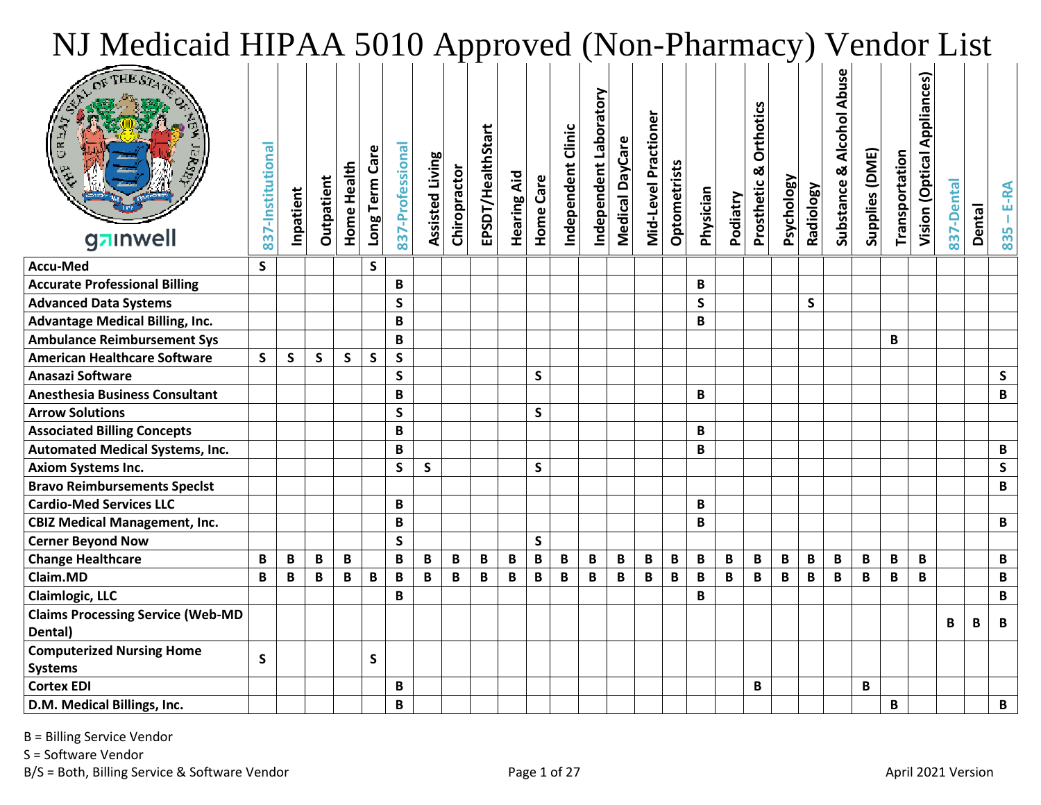# NJ Medicaid HIPAA 5010 Approved (Non-Pharmacy) Vendor List

gainwell

| | 837-Institutional | Inpatient | Outpatient | Home Health | Long Term Care | 837-Professional | Assisted Living | Chiropractor | EPSDT/HealthStart | Hearing Aid | Home Care | Independent Clinic | Independent Laboratory | Medical DayCare | Mid-Level Practioner | Optometrists | Physician | Podiatry | Prosthetic & Orthotics | Psychology | Radiology | Substance & Alcohol Abuse | Supplies (DME) | Transportation | Vision (Optical Appliances) | 837-Dental | Dental | 835 – E-RA |
|---|---|---|---|---|---|---|---|---|---|---|---|---|---|---|---|---|---|---|---|---|---|---|---|---|---|---|---|---|
| **Accu-Med** | S | | | | S | | | | | | | | | | | | | | | | | | | | | | | |
| **Accurate Professional Billing** | | | | | | B | | | | | | | | | | | B | | | | | | | | | | | |
| **Advanced Data Systems** | | | | | | S | | | | | | | | | | | S | | | | S | | | | | | | |
| **Advantage Medical Billing, Inc.** | | | | | | B | | | | | | | | | | | B | | | | | | | | | | | |
| **Ambulance Reimbursement Sys** | | | | | | B | | | | | | | | | | | | | | | | | | B | | | | |
| **American Healthcare Software** | S | S | S | S | S | S | | | | | | | | | | | | | | | | | | | | | | |
| **Anasazi Software** | | | | | | S | | | | | S | | | | | | | | | | | | | | | | | S |
| **Anesthesia Business Consultant** | | | | | | B | | | | | | | | | | | B | | | | | | | | | | | B |
| **Arrow Solutions** | | | | | | S | | | | | S | | | | | | | | | | | | | | | | | |
| **Associated Billing Concepts** | | | | | | B | | | | | | | | | | | B | | | | | | | | | | | |
| **Automated Medical Systems, Inc.** | | | | | | B | | | | | | | | | | | B | | | | | | | | | | | B |
| **Axiom Systems Inc.** | | | | | | S | S | | | | S | | | | | | | | | | | | | | | | | S |
| **Bravo Reimbursements Speclst** | | | | | | | | | | | | | | | | | | | | | | | | | | | | B |
| **Cardio-Med Services LLC** | | | | | | B | | | | | | | | | | | B | | | | | | | | | | | |
| **CBIZ Medical Management, Inc.** | | | | | | B | | | | | | | | | | | B | | | | | | | | | | | B |
| **Cerner Beyond Now** | | | | | | S | | | | | S | | | | | | | | | | | | | | | | | |
| **Change Healthcare** | B | B | B | B | | B | B | B | B | B | B | B | B | B | B | B | B | B | B | B | B | B | B | B | B | | | B |
| **Claim.MD** | B | B | B | B | B | B | B | B | B | B | B | B | B | B | B | B | B | B | B | B | B | B | B | B | B | | | B |
| **Claimlogic, LLC** | | | | | | B | | | | | | | | | | | B | | | | | | | | | | | B |
| **Claims Processing Service (Web-MD Dental)** | | | | | | | | | | | | | | | | | | | | | | | | | | B | B | B |
| **Computerized Nursing Home Systems** | S | | | | S | | | | | | | | | | | | | | | | | | | | | | | |
| **Cortex EDI** | | | | | | B | | | | | | | | | | | | | B | | | | B | | | | | |
| **D.M. Medical Billings, Inc.** | | | | | | B | | | | | | | | | | | | | | | | | | B | | | | B |

B = Billing Service Vendor

S = Software Vendor

B/S = Both, Billing Service & Software Vendor

April 2021 Version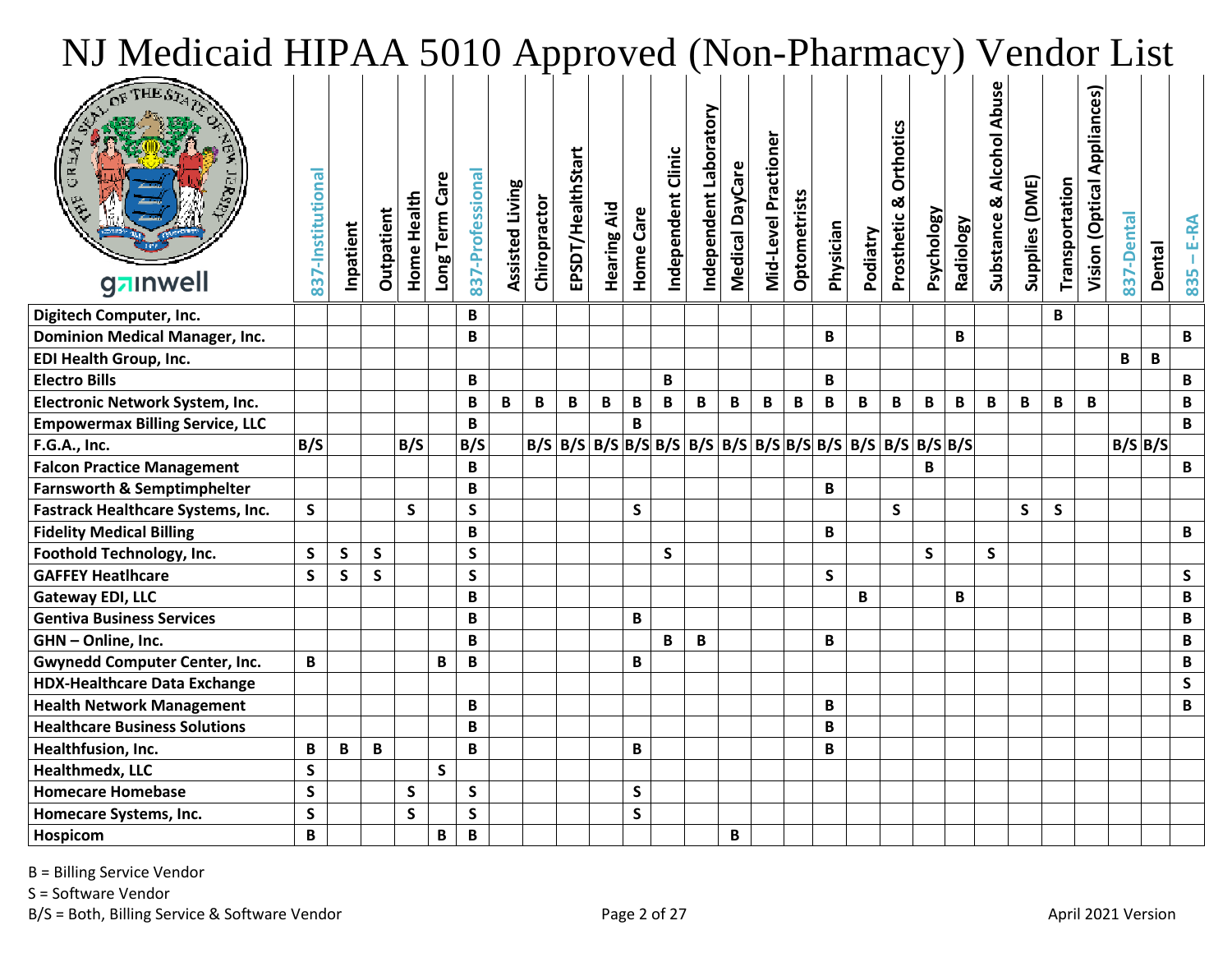# NJ Medicaid HIPAA 5010 Approved (Non-Pharmacy) Vendor List

| Vendor | 837-Institutional | Inpatient | Outpatient | Home Health | Long Term Care | 837-Professional | Assisted Living | Chiropractor | EPSDT/HealthStart | Hearing Aid | Home Care | Independent Clinic | Independent Laboratory | Medical DayCare | Mid-Level Practioner | Optometrists | Physician | Podiatry | Prosthetic & Orthotics | Psychology | Radiology | Substance & Alcohol Abuse | Supplies (DME) | Transportation | Vision (Optical Appliances) | 837-Dental | Dental | 835 – E-RA |
|---|---|---|---|---|---|---|---|---|---|---|---|---|---|---|---|---|---|---|---|---|---|---|---|---|---|---|---|---|
| **Digitech Computer, Inc.** | | | | | | B | | | | | | | | | | | | | | | | | | B | | | | |
| **Dominion Medical Manager, Inc.** | | | | | | B | | | | | | | | | | | B | | | | B | | | | | | | B |
| **EDI Health Group, Inc.** | | | | | | | | | | | | | | | | | | | | | | | | | | B | B | |
| **Electro Bills** | | | | | | B | | | | | | B | | | | | B | | | | | | | | | | | B |
| **Electronic Network System, Inc.** | | | | | | B | B | B | B | B | B | B | B | B | B | B | B | B | B | B | B | B | B | B | B | | | B |
| **Empowermax Billing Service, LLC** | | | | | | B | | | | | B | | | | | | | | | | | | | | | | | B |
| **F.G.A., Inc.** | B/S | | | B/S | | B/S | | B/S | B/S | B/S | B/S | B/S | B/S | B/S | B/S | B/S | B/S | B/S | B/S | B/S | B/S | | | | | B/S | B/S | |
| **Falcon Practice Management** | | | | | | B | | | | | | | | | | | | | | B | | | | | | | | B |
| **Farnsworth & Semptimphelter** | | | | | | B | | | | | | | | | | | B | | | | | | | | | | | |
| **Fastrack Healthcare Systems, Inc.** | S | | | S | | S | | | | | S | | | | | | | | S | | | | S | S | | | | |
| **Fidelity Medical Billing** | | | | | | B | | | | | | | | | | | B | | | | | | | | | | | B |
| **Foothold Technology, Inc.** | S | S | S | | | S | | | | | | S | | | | | | | | S | | S | | | | | | |
| **GAFFEY Heatlhcare** | S | S | S | | | S | | | | | | | | | | | S | | | | | | | | | | | S |
| **Gateway EDI, LLC** | | | | | | B | | | | | | | | | | | | B | | | B | | | | | | | B |
| **Gentiva Business Services** | | | | | | B | | | | | B | | | | | | | | | | | | | | | | | B |
| **GHN – Online, Inc.** | | | | | | B | | | | | | B | B | | | | B | | | | | | | | | | | B |
| **Gwynedd Computer Center, Inc.** | B | | | | B | B | | | | | B | | | | | | | | | | | | | | | | | B |
| **HDX-Healthcare Data Exchange** | | | | | | | | | | | | | | | | | | | | | | | | | | | | S |
| **Health Network Management** | | | | | | B | | | | | | | | | | | B | | | | | | | | | | | B |
| **Healthcare Business Solutions** | | | | | | B | | | | | | | | | | | B | | | | | | | | | | | |
| **Healthfusion, Inc.** | B | B | B | | | B | | | | | B | | | | | | B | | | | | | | | | | | |
| **Healthmedx, LLC** | S | | | | S | | | | | | | | | | | | | | | | | | | | | | | |
| **Homecare Homebase** | S | | | S | | S | | | | | S | | | | | | | | | | | | | | | | | |
| **Homecare Systems, Inc.** | S | | | S | | S | | | | | S | | | | | | | | | | | | | | | | | |
| **Hospicom** | B | | | | B | B | | | | | | | | B | | | | | | | | | | | | | | |

B = Billing Service Vendor

S = Software Vendor

B/S = Both, Billing Service & Software Vendor

April 2021 Version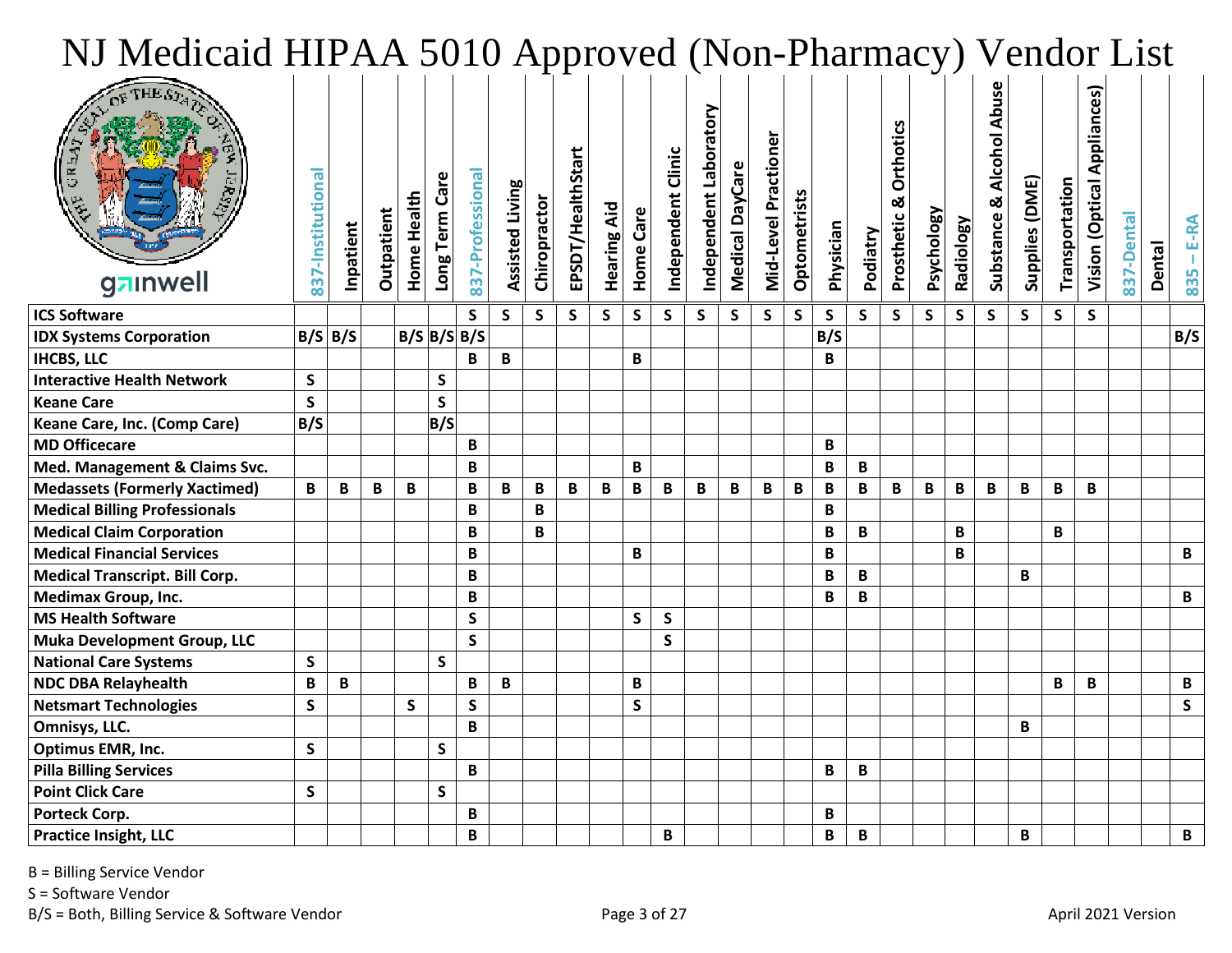# NJ Medicaid HIPAA 5010 Approved (Non-Pharmacy) Vendor List

gainwell

| | 837-Institutional | Inpatient | Outpatient | Home Health | Long Term Care | 837-Professional | Assisted Living | Chiropractor | EPSDT/HealthStart | Hearing Aid | Home Care | Independent Clinic | Independent Laboratory | Medical DayCare | Mid-Level Practioner | Optometrists | Physician | Podiatry | Prosthetic & Orthotics | Psychology | Radiology | Substance & Alcohol Abuse | Supplies (DME) | Transportation | Vision (Optical Appliances) | 837-Dental | Dental | 835 – E-RA |
|---|---|---|---|---|---|---|---|---|---|---|---|---|---|---|---|---|---|---|---|---|---|---|---|---|---|---|---|---|
| **ICS Software** | | | | | | S | S | S | S | S | S | S | S | S | S | S | S | S | S | S | S | S | S | S | S | | | |
| **IDX Systems Corporation** | B/S | B/S | | B/S | B/S | B/S | | | | | | | | | | | B/S | | | | | | | | | | | B/S |
| **IHCBS, LLC** | | | | | | B | B | | | | B | | | | | | B | | | | | | | | | | | |
| **Interactive Health Network** | S | | | | S | | | | | | | | | | | | | | | | | | | | | | | |
| **Keane Care** | S | | | | S | | | | | | | | | | | | | | | | | | | | | | | |
| **Keane Care, Inc. (Comp Care)** | B/S | | | | B/S | | | | | | | | | | | | | | | | | | | | | | | |
| **MD Officecare** | | | | | | B | | | | | | | | | | | B | | | | | | | | | | | |
| **Med. Management & Claims Svc.** | | | | | | B | | | | | B | | | | | | B | B | | | | | | | | | | |
| **Medassets (Formerly Xactimed)** | B | B | B | B | | B | B | B | B | B | B | B | B | B | B | B | B | B | B | B | B | B | B | B | B | | | |
| **Medical Billing Professionals** | | | | | | B | | B | | | | | | | | | B | | | | | | | | | | | |
| **Medical Claim Corporation** | | | | | | B | | B | | | | | | | | | B | B | | | B | | | B | | | | |
| **Medical Financial Services** | | | | | | B | | | | | B | | | | | | B | | | | B | | | | | | | B |
| **Medical Transcript. Bill Corp.** | | | | | | B | | | | | | | | | | | B | B | | | | | B | | | | | |
| **Medimax Group, Inc.** | | | | | | B | | | | | | | | | | | B | B | | | | | | | | | | B |
| **MS Health Software** | | | | | | S | | | | | S | S | | | | | | | | | | | | | | | | |
| **Muka Development Group, LLC** | | | | | | S | | | | | | S | | | | | | | | | | | | | | | | |
| **National Care Systems** | S | | | | S | | | | | | | | | | | | | | | | | | | | | | | |
| **NDC DBA Relayhealth** | B | B | | | | B | B | | | | B | | | | | | | | | | | | | B | B | | | B |
| **Netsmart Technologies** | S | | | S | | S | | | | | S | | | | | | | | | | | | | | | | | S |
| **Omnisys, LLC.** | | | | | | B | | | | | | | | | | | | | | | | | B | | | | | |
| **Optimus EMR, Inc.** | S | | | | S | | | | | | | | | | | | | | | | | | | | | | | |
| **Pilla Billing Services** | | | | | | B | | | | | | | | | | | B | B | | | | | | | | | | |
| **Point Click Care** | S | | | | S | | | | | | | | | | | | | | | | | | | | | | | |
| **Porteck Corp.** | | | | | | B | | | | | | | | | | | B | | | | | | | | | | | |
| **Practice Insight, LLC** | | | | | | B | | | | | | B | | | | | B | B | | | | | B | | | | | B |

B = Billing Service Vendor

S = Software Vendor

B/S = Both, Billing Service & Software Vendor

April 2021 Version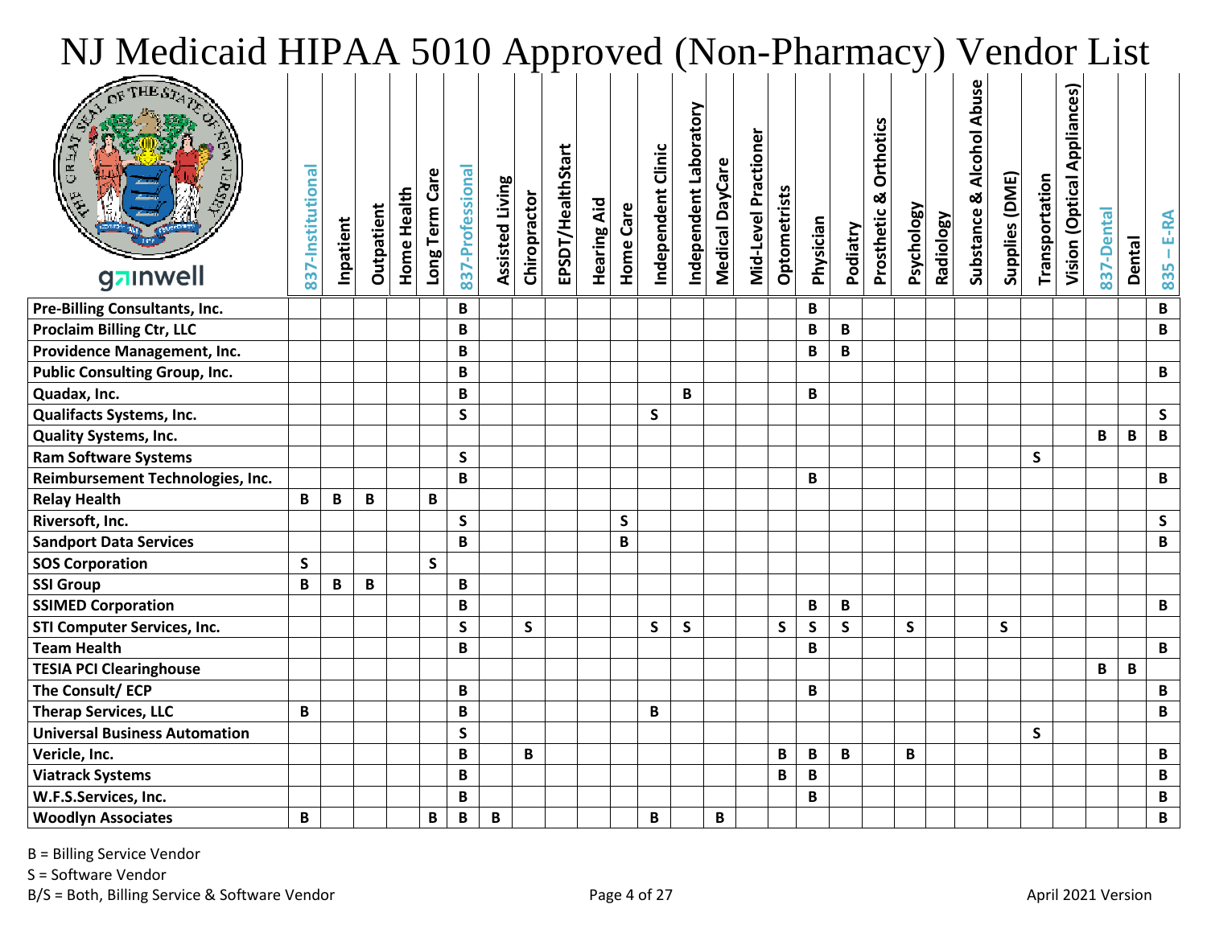# NJ Medicaid HIPAA 5010 Approved (Non-Pharmacy) Vendor List

gainwell

| | 837-Institutional | Inpatient | Outpatient | Home Health | Long Term Care | 837-Professional | Assisted Living | Chiropractor | EPSDT/HealthStart | Hearing Aid | Home Care | Independent Clinic | Independent Laboratory | Medical DayCare | Mid-Level Practioner | Optometrists | Physician | Podiatry | Prosthetic & Orthotics | Psychology | Radiology | Substance & Alcohol Abuse | Supplies (DME) | Transportation | Vision (Optical Appliances) | 837-Dental | Dental | 835 – E-RA |
|---|---|---|---|---|---|---|---|---|---|---|---|---|---|---|---|---|---|---|---|---|---|---|---|---|---|---|---|---|
| Pre-Billing Consultants, Inc. | | | | | | B | | | | | | | | | | | B | | | | | | | | | | | B |
| Proclaim Billing Ctr, LLC | | | | | | B | | | | | | | | | | | B | B | | | | | | | | | | B |
| Providence Management, Inc. | | | | | | B | | | | | | | | | | | B | B | | | | | | | | | | |
| Public Consulting Group, Inc. | | | | | | B | | | | | | | | | | | | | | | | | | | | | | B |
| Quadax, Inc. | | | | | | B | | | | | | | B | | | | B | | | | | | | | | | | |
| Qualifacts Systems, Inc. | | | | | | S | | | | | | S | | | | | | | | | | | | | | | | S |
| Quality Systems, Inc. | | | | | | | | | | | | | | | | | | | | | | | | | | B | B | B |
| Ram Software Systems | | | | | | S | | | | | | | | | | | | | | | | | | S | | | | |
| Reimbursement Technologies, Inc. | | | | | | B | | | | | | | | | | | B | | | | | | | | | | | B |
| Relay Health | B | B | B | | B | | | | | | | | | | | | | | | | | | | | | | | |
| Riversoft, Inc. | | | | | | S | | | | | S | | | | | | | | | | | | | | | | | S |
| Sandport Data Services | | | | | | B | | | | | B | | | | | | | | | | | | | | | | | B |
| SOS Corporation | S | | | | S | | | | | | | | | | | | | | | | | | | | | | | |
| SSI Group | B | B | B | | | B | | | | | | | | | | | | | | | | | | | | | | |
| SSIMED Corporation | | | | | | B | | | | | | | | | | | B | B | | | | | | | | | | B |
| STI Computer Services, Inc. | | | | | | S | | S | | | | S | S | | | S | S | S | | S | | | S | | | | | |
| Team Health | | | | | | B | | | | | | | | | | | B | | | | | | | | | | | B |
| TESIA PCI Clearinghouse | | | | | | | | | | | | | | | | | | | | | | | | | | B | B | |
| The Consult/ ECP | | | | | | B | | | | | | | | | | | B | | | | | | | | | | | B |
| Therap Services, LLC | B | | | | | B | | | | | | B | | | | | | | | | | | | | | | | B |
| Universal Business Automation | | | | | | S | | | | | | | | | | | | | | | | | | S | | | | |
| Vericle, Inc. | | | | | | B | | B | | | | | | | | B | B | B | | B | | | | | | | | B |
| Viatrack Systems | | | | | | B | | | | | | | | | | B | B | | | | | | | | | | | B |
| W.F.S.Services, Inc. | | | | | | B | | | | | | | | | | | B | | | | | | | | | | | B |
| Woodlyn Associates | B | | | | B | B | B | | | | | B | | B | | | | | | | | | | | | | | B |

B = Billing Service Vendor

S = Software Vendor

B/S = Both, Billing Service & Software Vendor

April 2021 Version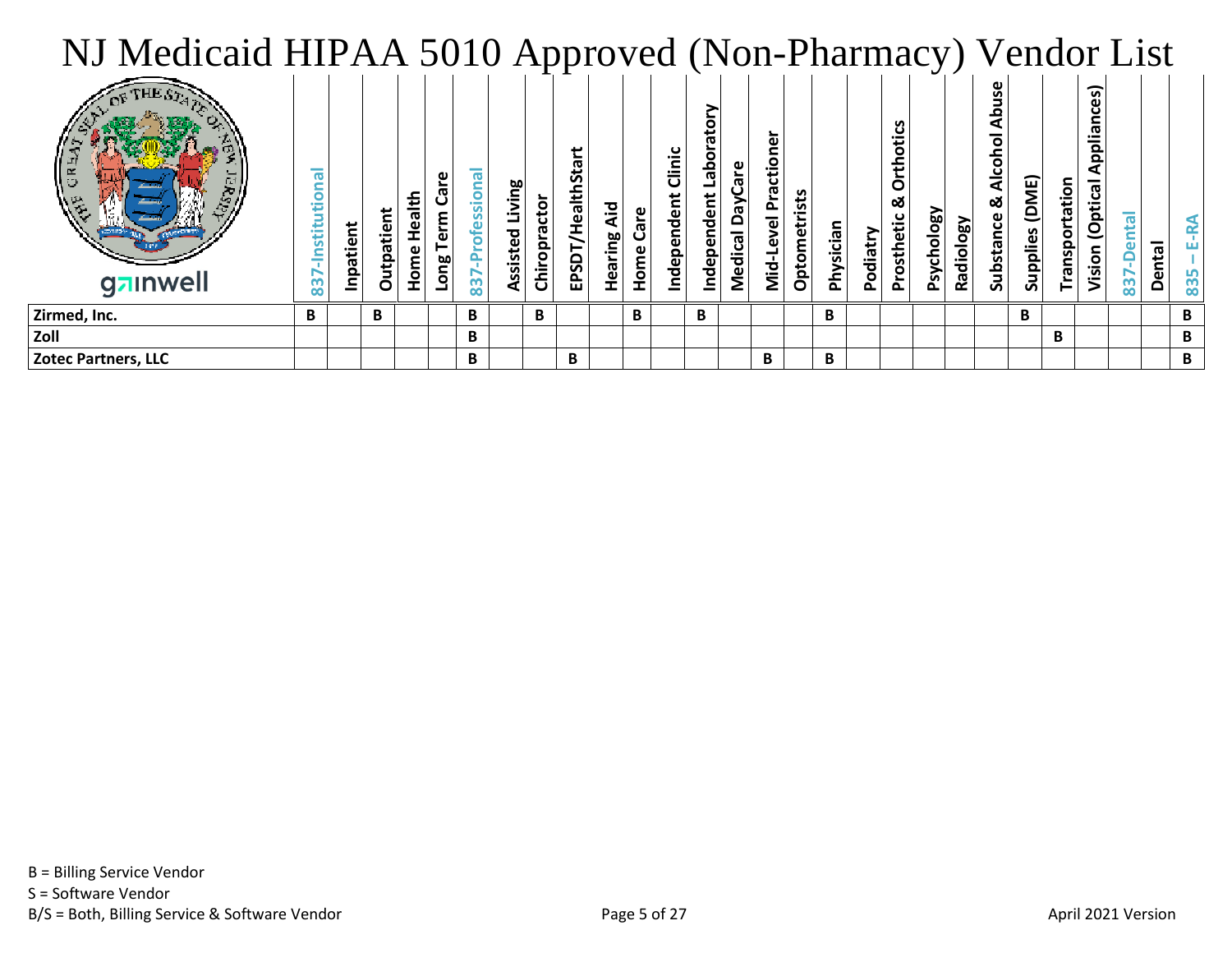# NJ Medicaid HIPAA 5010 Approved (Non-Pharmacy) Vendor List

gainwell

| | 837-Institutional | Inpatient | Outpatient | Home Health | Long Term Care | 837-Professional | Assisted Living | Chiropractor | EPSDT/HealthStart | Hearing Aid | Home Care | Independent Clinic | Independent Laboratory | Medical DayCare | Mid-Level Practioner | Optometrists | Physician | Podiatry | Prosthetic & Orthotics | Psychology | Radiology | Substance & Alcohol Abuse | Supplies (DME) | Transportation | Vision (Optical Appliances) | 837-Dental | Dental | 835 – E-RA |
|---|---|---|---|---|---|---|---|---|---|---|---|---|---|---|---|---|---|---|---|---|---|---|---|---|---|---|---|---|
| **Zirmed, Inc.** | B | | B | | | B | | B | | | B | | B | | | | B | | | | | | B | | | | | B |
| **Zoll** | | | | | | B | | | | | | | | | | | | | | | | | | B | | | | B |
| **Zotec Partners, LLC** | | | | | | B | | | B | | | | | | B | | B | | | | | | | | | | | B |

B = Billing Service Vendor
S = Software Vendor
B/S = Both, Billing Service & Software Vendor

April 2021 Version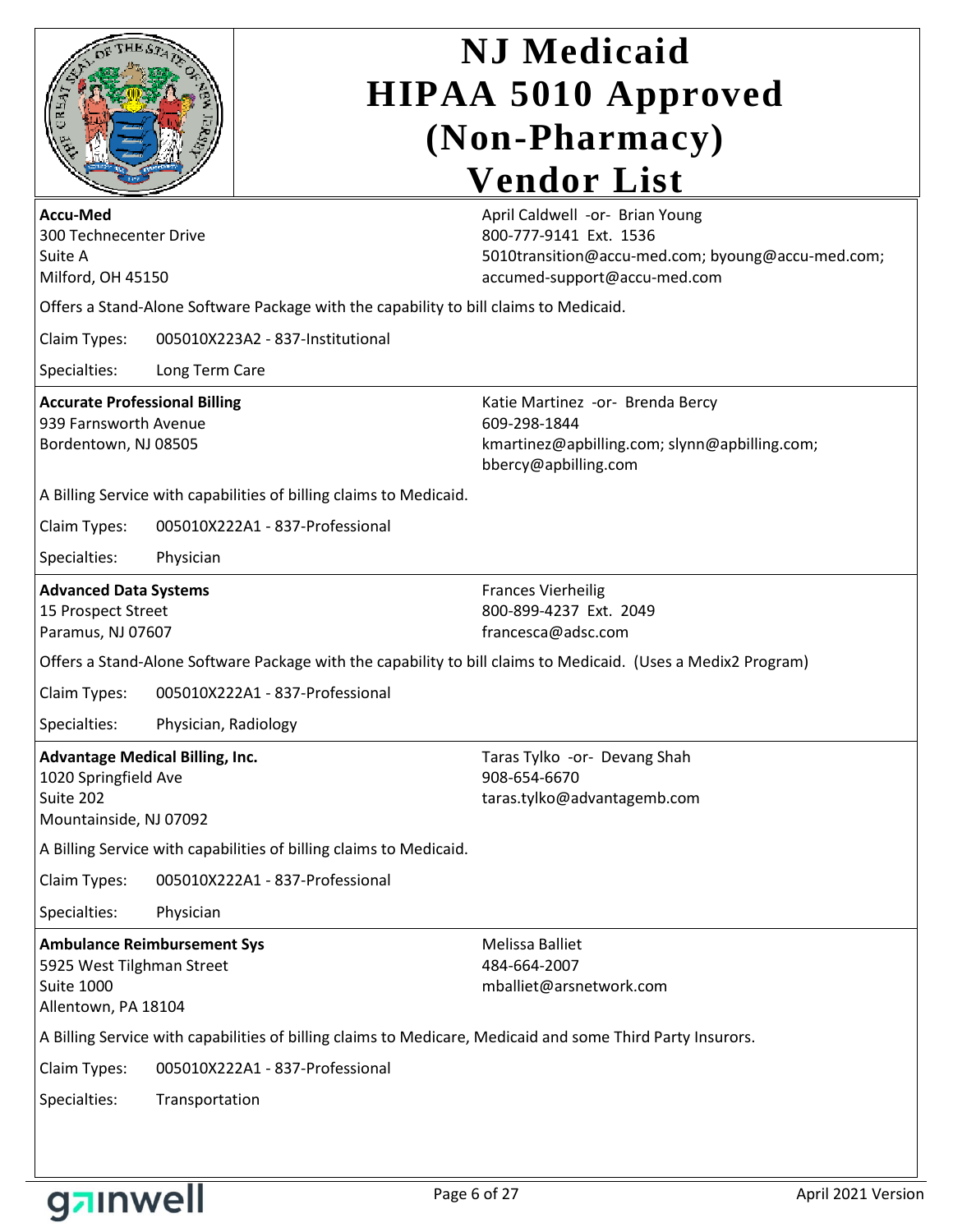# NJ Medicaid HIPAA 5010 Approved (Non-Pharmacy) Vendor List

**Accu-Med**
300 Technecenter Drive
Suite A
Milford, OH 45150

April Caldwell -or- Brian Young
800-777-9141 Ext. 1536
5010transition@accu-med.com; byoung@accu-med.com; accumed-support@accu-med.com

Offers a Stand-Alone Software Package with the capability to bill claims to Medicaid.

Claim Types: 005010X223A2 - 837-Institutional

Specialties: Long Term Care

---

**Accurate Professional Billing**
939 Farnsworth Avenue
Bordentown, NJ 08505

Katie Martinez -or- Brenda Bercy
609-298-1844
kmartinez@apbilling.com; slynn@apbilling.com; bbercy@apbilling.com

A Billing Service with capabilities of billing claims to Medicaid.

Claim Types: 005010X222A1 - 837-Professional

Specialties: Physician

---

**Advanced Data Systems**
15 Prospect Street
Paramus, NJ 07607

Frances Vierheilig
800-899-4237 Ext. 2049
francesca@adsc.com

Offers a Stand-Alone Software Package with the capability to bill claims to Medicaid. (Uses a Medix2 Program)

Claim Types: 005010X222A1 - 837-Professional

Specialties: Physician, Radiology

---

**Advantage Medical Billing, Inc.**
1020 Springfield Ave
Suite 202
Mountainside, NJ 07092

Taras Tylko -or- Devang Shah
908-654-6670
taras.tylko@advantagemb.com

A Billing Service with capabilities of billing claims to Medicaid.

Claim Types: 005010X222A1 - 837-Professional

Specialties: Physician

---

**Ambulance Reimbursement Sys**
5925 West Tilghman Street
Suite 1000
Allentown, PA 18104

Melissa Balliet
484-664-2007
mballiet@arsnetwork.com

A Billing Service with capabilities of billing claims to Medicare, Medicaid and some Third Party Insurors.

Claim Types: 005010X222A1 - 837-Professional

Specialties: Transportation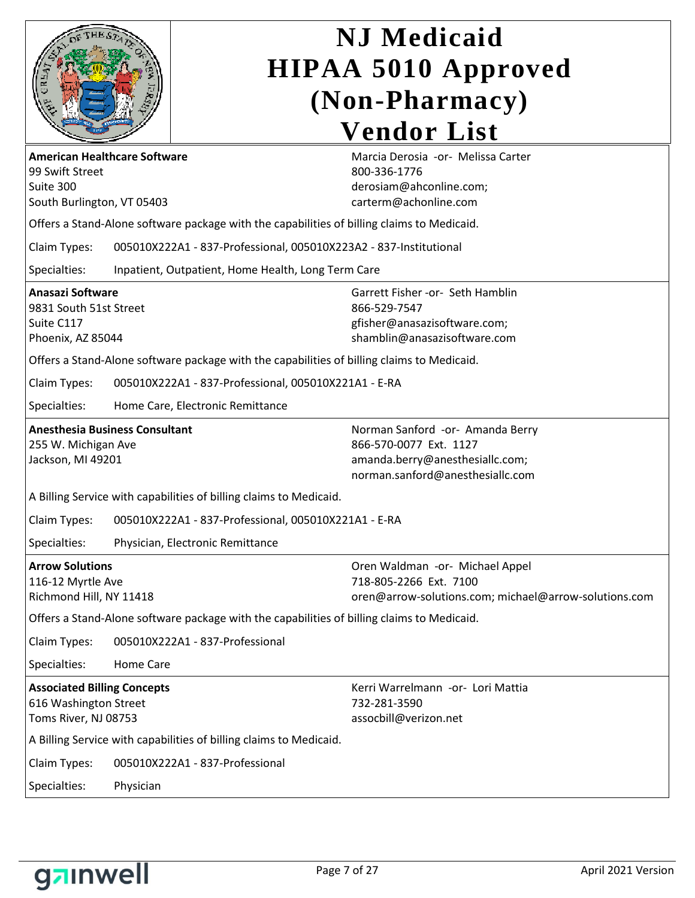# NJ Medicaid HIPAA 5010 Approved (Non-Pharmacy) Vendor List

**American Healthcare Software**
99 Swift Street
Suite 300
South Burlington, VT 05403

Marcia Derosia -or- Melissa Carter
800-336-1776
derosiam@ahconline.com;
carterm@achonline.com

Offers a Stand-Alone software package with the capabilities of billing claims to Medicaid.

Claim Types: 005010X222A1 - 837-Professional, 005010X223A2 - 837-Institutional

Specialties: Inpatient, Outpatient, Home Health, Long Term Care

---

**Anasazi Software**
9831 South 51st Street
Suite C117
Phoenix, AZ 85044

Garrett Fisher -or- Seth Hamblin
866-529-7547
gfisher@anasazisoftware.com;
shamblin@anasazisoftware.com

Offers a Stand-Alone software package with the capabilities of billing claims to Medicaid.

Claim Types: 005010X222A1 - 837-Professional, 005010X221A1 - E-RA

Specialties: Home Care, Electronic Remittance

---

**Anesthesia Business Consultant**
255 W. Michigan Ave
Jackson, MI 49201

Norman Sanford -or- Amanda Berry
866-570-0077 Ext. 1127
amanda.berry@anesthesiallc.com;
norman.sanford@anesthesiallc.com

A Billing Service with capabilities of billing claims to Medicaid.

Claim Types: 005010X222A1 - 837-Professional, 005010X221A1 - E-RA

Specialties: Physician, Electronic Remittance

---

**Arrow Solutions**
116-12 Myrtle Ave
Richmond Hill, NY 11418

Oren Waldman -or- Michael Appel
718-805-2266 Ext. 7100
oren@arrow-solutions.com; michael@arrow-solutions.com

Offers a Stand-Alone software package with the capabilities of billing claims to Medicaid.

Claim Types: 005010X222A1 - 837-Professional

Specialties: Home Care

---

**Associated Billing Concepts**
616 Washington Street
Toms River, NJ 08753

Kerri Warrelmann -or- Lori Mattia
732-281-3590
assocbill@verizon.net

A Billing Service with capabilities of billing claims to Medicaid.

Claim Types: 005010X222A1 - 837-Professional

Specialties: Physician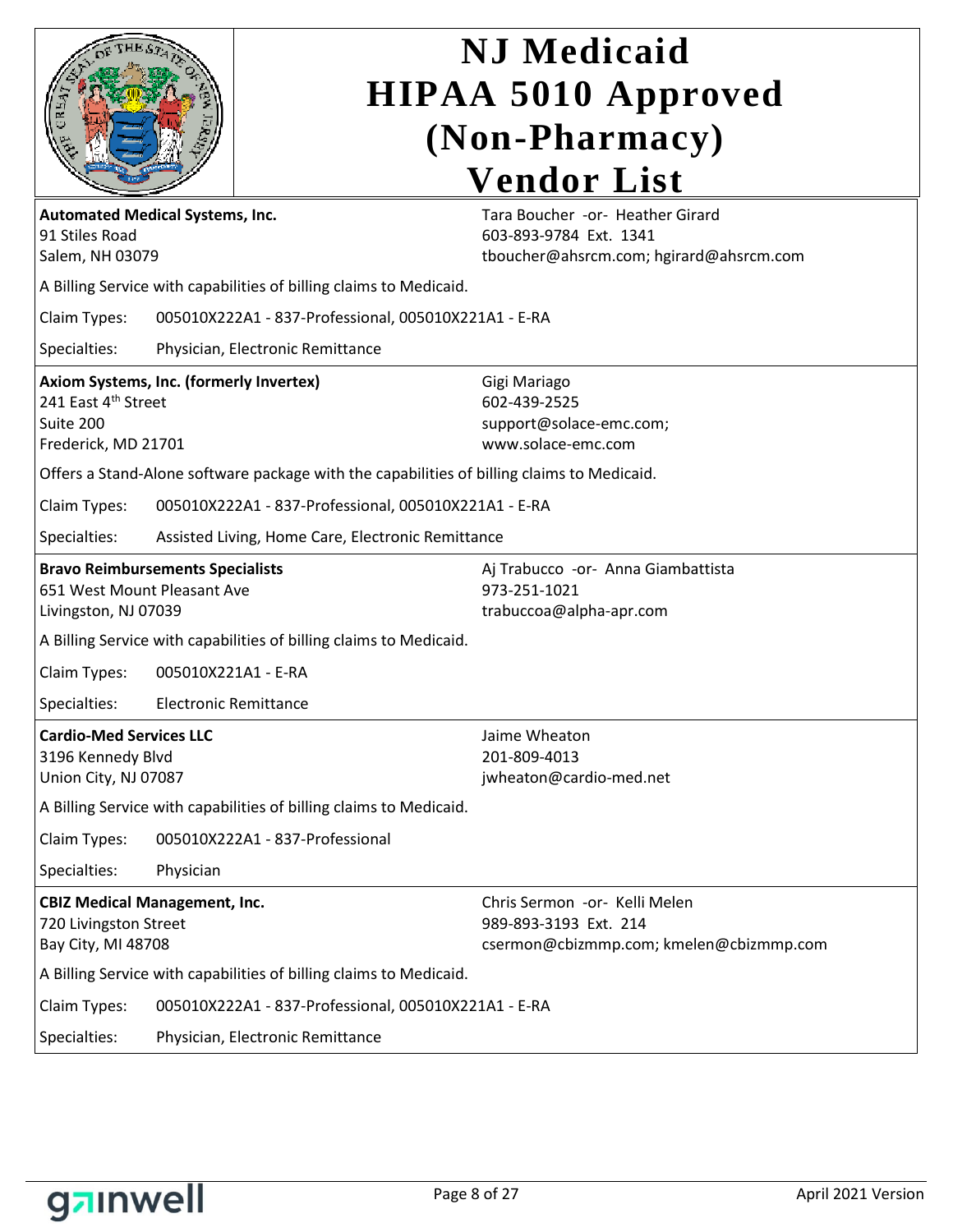# NJ Medicaid HIPAA 5010 Approved (Non-Pharmacy) Vendor List

**Automated Medical Systems, Inc.**
91 Stiles Road
Salem, NH 03079

Tara Boucher -or- Heather Girard
603-893-9784 Ext. 1341
tboucher@ahsrcm.com; hgirard@ahsrcm.com

A Billing Service with capabilities of billing claims to Medicaid.

Claim Types: 005010X222A1 - 837-Professional, 005010X221A1 - E-RA

Specialties: Physician, Electronic Remittance

---

**Axiom Systems, Inc. (formerly Invertex)**
241 East 4th Street
Suite 200
Frederick, MD 21701

Gigi Mariago
602-439-2525
support@solace-emc.com;
www.solace-emc.com

Offers a Stand-Alone software package with the capabilities of billing claims to Medicaid.

Claim Types: 005010X222A1 - 837-Professional, 005010X221A1 - E-RA

Specialties: Assisted Living, Home Care, Electronic Remittance

---

**Bravo Reimbursements Specialists**
651 West Mount Pleasant Ave
Livingston, NJ 07039

Aj Trabucco -or- Anna Giambattista
973-251-1021
trabuccoa@alpha-apr.com

A Billing Service with capabilities of billing claims to Medicaid.

Claim Types: 005010X221A1 - E-RA

Specialties: Electronic Remittance

---

**Cardio-Med Services LLC**
3196 Kennedy Blvd
Union City, NJ 07087

Jaime Wheaton
201-809-4013
jwheaton@cardio-med.net

A Billing Service with capabilities of billing claims to Medicaid.

Claim Types: 005010X222A1 - 837-Professional

Specialties: Physician

---

**CBIZ Medical Management, Inc.**
720 Livingston Street
Bay City, MI 48708

Chris Sermon -or- Kelli Melen
989-893-3193 Ext. 214
csermon@cbizmmp.com; kmelen@cbizmmp.com

A Billing Service with capabilities of billing claims to Medicaid.

Claim Types: 005010X222A1 - 837-Professional, 005010X221A1 - E-RA

Specialties: Physician, Electronic Remittance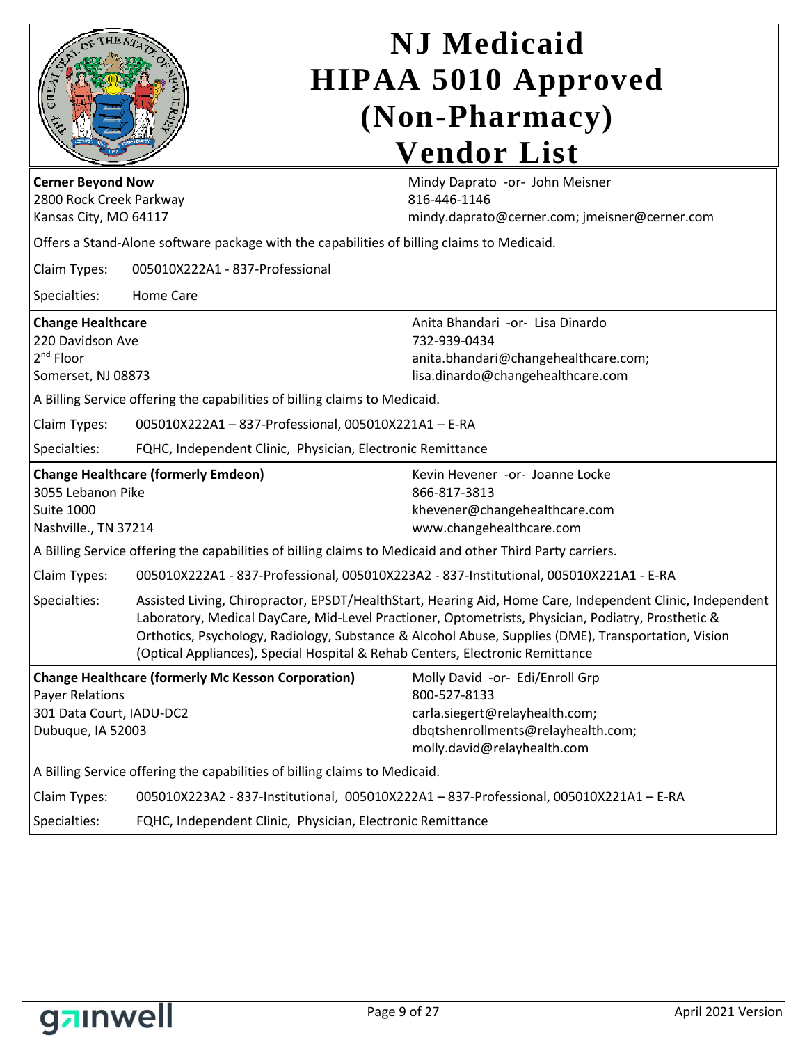# NJ Medicaid HIPAA 5010 Approved (Non-Pharmacy) Vendor List

**Cerner Beyond Now**
2800 Rock Creek Parkway
Kansas City, MO 64117

Mindy Daprato -or- John Meisner
816-446-1146
mindy.daprato@cerner.com; jmeisner@cerner.com

Offers a Stand-Alone software package with the capabilities of billing claims to Medicaid.

| | |
|---|---|
| Claim Types: | 005010X222A1 - 837-Professional |
| Specialties: | Home Care |

---

**Change Healthcare**
220 Davidson Ave
2nd Floor
Somerset, NJ 08873

Anita Bhandari -or- Lisa Dinardo
732-939-0434
anita.bhandari@changehealthcare.com;
lisa.dinardo@changehealthcare.com

A Billing Service offering the capabilities of billing claims to Medicaid.

| | |
|---|---|
| Claim Types: | 005010X222A1 – 837-Professional, 005010X221A1 – E-RA |
| Specialties: | FQHC, Independent Clinic, Physician, Electronic Remittance |

---

**Change Healthcare (formerly Emdeon)**
3055 Lebanon Pike
Suite 1000
Nashville., TN 37214

Kevin Hevener -or- Joanne Locke
866-817-3813
khevener@changehealthcare.com
www.changehealthcare.com

A Billing Service offering the capabilities of billing claims to Medicaid and other Third Party carriers.

| | |
|---|---|
| Claim Types: | 005010X222A1 - 837-Professional, 005010X223A2 - 837-Institutional, 005010X221A1 - E-RA |
| Specialties: | Assisted Living, Chiropractor, EPSDT/HealthStart, Hearing Aid, Home Care, Independent Clinic, Independent Laboratory, Medical DayCare, Mid-Level Practioner, Optometrists, Physician, Podiatry, Prosthetic & Orthotics, Psychology, Radiology, Substance & Alcohol Abuse, Supplies (DME), Transportation, Vision (Optical Appliances), Special Hospital & Rehab Centers, Electronic Remittance |

---

**Change Healthcare (formerly Mc Kesson Corporation)**
Payer Relations
301 Data Court, IADU-DC2
Dubuque, IA 52003

Molly David -or- Edi/Enroll Grp
800-527-8133
carla.siegert@relayhealth.com;
dbqtshenrollments@relayhealth.com;
molly.david@relayhealth.com

A Billing Service offering the capabilities of billing claims to Medicaid.

| | |
|---|---|
| Claim Types: | 005010X223A2 - 837-Institutional, 005010X222A1 – 837-Professional, 005010X221A1 – E-RA |
| Specialties: | FQHC, Independent Clinic, Physician, Electronic Remittance |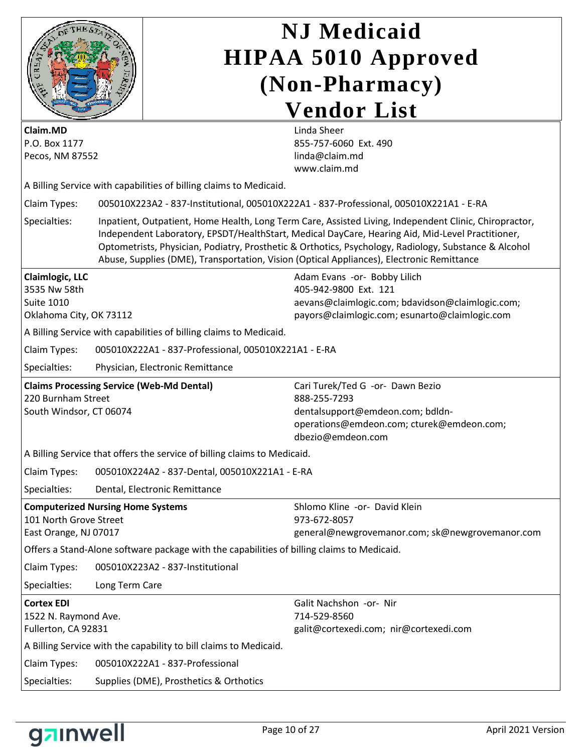# NJ Medicaid HIPAA 5010 Approved (Non-Pharmacy) Vendor List

**Claim.MD**
P.O. Box 1177
Pecos, NM 87552

Linda Sheer
855-757-6060 Ext. 490
linda@claim.md
www.claim.md

A Billing Service with capabilities of billing claims to Medicaid.

| | |
|---|---|
| Claim Types: | 005010X223A2 - 837-Institutional, 005010X222A1 - 837-Professional, 005010X221A1 - E-RA |
| Specialties: | Inpatient, Outpatient, Home Health, Long Term Care, Assisted Living, Independent Clinic, Chiropractor, Independent Laboratory, EPSDT/HealthStart, Medical DayCare, Hearing Aid, Mid-Level Practitioner, Optometrists, Physician, Podiatry, Prosthetic & Orthotics, Psychology, Radiology, Substance & Alcohol Abuse, Supplies (DME), Transportation, Vision (Optical Appliances), Electronic Remittance |

**Claimlogic, LLC**
3535 Nw 58th
Suite 1010
Oklahoma City, OK 73112

Adam Evans -or- Bobby Lilich
405-942-9800 Ext. 121
aevans@claimlogic.com; bdavidson@claimlogic.com; payors@claimlogic.com; esunarto@claimlogic.com

A Billing Service with capabilities of billing claims to Medicaid.

| | |
|---|---|
| Claim Types: | 005010X222A1 - 837-Professional, 005010X221A1 - E-RA |
| Specialties: | Physician, Electronic Remittance |

**Claims Processing Service (Web-Md Dental)**
220 Burnham Street
South Windsor, CT 06074

Cari Turek/Ted G -or- Dawn Bezio
888-255-7293
dentalsupport@emdeon.com; bdldn-operations@emdeon.com; cturek@emdeon.com; dbezio@emdeon.com

A Billing Service that offers the service of billing claims to Medicaid.

| | |
|---|---|
| Claim Types: | 005010X224A2 - 837-Dental, 005010X221A1 - E-RA |
| Specialties: | Dental, Electronic Remittance |

**Computerized Nursing Home Systems**
101 North Grove Street
East Orange, NJ 07017

Shlomo Kline -or- David Klein
973-672-8057
general@newgrovemanor.com; sk@newgrovemanor.com

Offers a Stand-Alone software package with the capabilities of billing claims to Medicaid.

| | |
|---|---|
| Claim Types: | 005010X223A2 - 837-Institutional |
| Specialties: | Long Term Care |

**Cortex EDI**
1522 N. Raymond Ave.
Fullerton, CA 92831

Galit Nachshon -or- Nir
714-529-8560
galit@cortexedi.com; nir@cortexedi.com

A Billing Service with the capability to bill claims to Medicaid.

| | |
|---|---|
| Claim Types: | 005010X222A1 - 837-Professional |
| Specialties: | Supplies (DME), Prosthetics & Orthotics |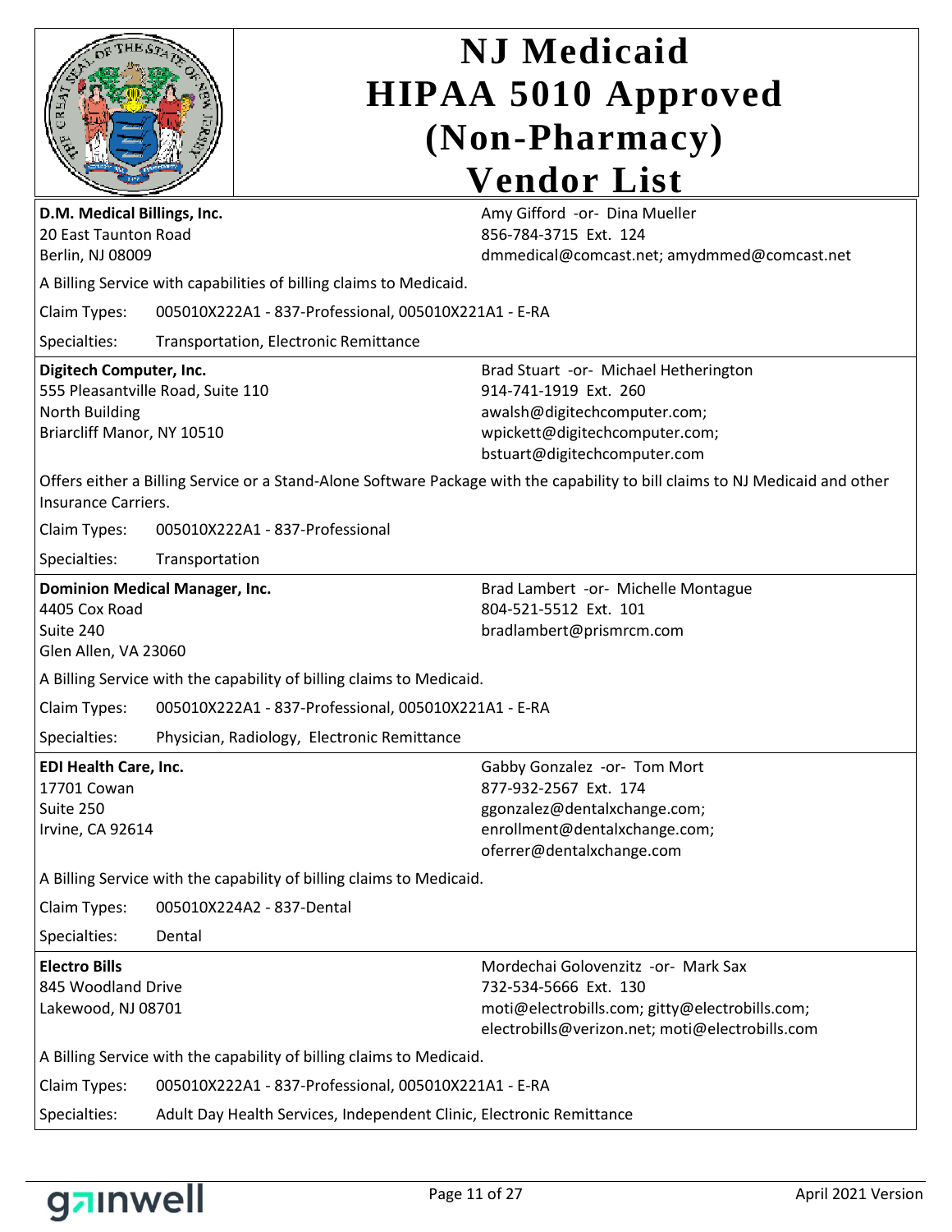# NJ Medicaid HIPAA 5010 Approved (Non-Pharmacy) Vendor List

**D.M. Medical Billings, Inc.**
20 East Taunton Road
Berlin, NJ 08009

Amy Gifford -or- Dina Mueller
856-784-3715 Ext. 124
dmmedical@comcast.net; amydmmed@comcast.net

A Billing Service with capabilities of billing claims to Medicaid.

Claim Types: 005010X222A1 - 837-Professional, 005010X221A1 - E-RA

Specialties: Transportation, Electronic Remittance

---

**Digitech Computer, Inc.**
555 Pleasantville Road, Suite 110
North Building
Briarcliff Manor, NY 10510

Brad Stuart -or- Michael Hetherington
914-741-1919 Ext. 260
awalsh@digitechcomputer.com;
wpickett@digitechcomputer.com;
bstuart@digitechcomputer.com

Offers either a Billing Service or a Stand-Alone Software Package with the capability to bill claims to NJ Medicaid and other Insurance Carriers.

Claim Types: 005010X222A1 - 837-Professional

Specialties: Transportation

---

**Dominion Medical Manager, Inc.**
4405 Cox Road
Suite 240
Glen Allen, VA 23060

Brad Lambert -or- Michelle Montague
804-521-5512 Ext. 101
bradlambert@prismrcm.com

A Billing Service with the capability of billing claims to Medicaid.

Claim Types: 005010X222A1 - 837-Professional, 005010X221A1 - E-RA

Specialties: Physician, Radiology, Electronic Remittance

---

**EDI Health Care, Inc.**
17701 Cowan
Suite 250
Irvine, CA 92614

Gabby Gonzalez -or- Tom Mort
877-932-2567 Ext. 174
ggonzalez@dentalxchange.com;
enrollment@dentalxchange.com;
oferrer@dentalxchange.com

A Billing Service with the capability of billing claims to Medicaid.

Claim Types: 005010X224A2 - 837-Dental

Specialties: Dental

---

**Electro Bills**
845 Woodland Drive
Lakewood, NJ 08701

Mordechai Golovenzitz -or- Mark Sax
732-534-5666 Ext. 130
moti@electrobills.com; gitty@electrobills.com;
electrobills@verizon.net; moti@electrobills.com

A Billing Service with the capability of billing claims to Medicaid.

Claim Types: 005010X222A1 - 837-Professional, 005010X221A1 - E-RA

Specialties: Adult Day Health Services, Independent Clinic, Electronic Remittance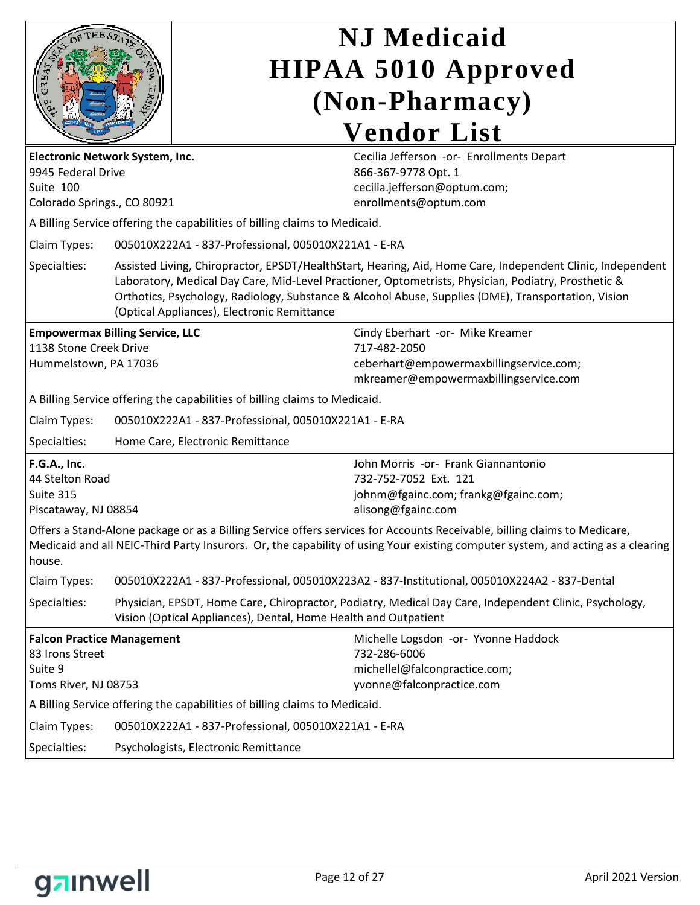# NJ Medicaid HIPAA 5010 Approved (Non-Pharmacy) Vendor List

**Electronic Network System, Inc.**
9945 Federal Drive
Suite 100
Colorado Springs., CO 80921

Cecilia Jefferson -or- Enrollments Depart
866-367-9778 Opt. 1
cecilia.jefferson@optum.com;
enrollments@optum.com

A Billing Service offering the capabilities of billing claims to Medicaid.

Claim Types: 005010X222A1 - 837-Professional, 005010X221A1 - E-RA

Specialties: Assisted Living, Chiropractor, EPSDT/HealthStart, Hearing, Aid, Home Care, Independent Clinic, Independent Laboratory, Medical Day Care, Mid-Level Practioner, Optometrists, Physician, Podiatry, Prosthetic & Orthotics, Psychology, Radiology, Substance & Alcohol Abuse, Supplies (DME), Transportation, Vision (Optical Appliances), Electronic Remittance

---

**Empowermax Billing Service, LLC**
1138 Stone Creek Drive
Hummelstown, PA 17036

Cindy Eberhart -or- Mike Kreamer
717-482-2050
ceberhart@empowermaxbillingservice.com;
mkreamer@empowermaxbillingservice.com

A Billing Service offering the capabilities of billing claims to Medicaid.

Claim Types: 005010X222A1 - 837-Professional, 005010X221A1 - E-RA

Specialties: Home Care, Electronic Remittance

---

**F.G.A., Inc.**
44 Stelton Road
Suite 315
Piscataway, NJ 08854

John Morris -or- Frank Giannantonio
732-752-7052 Ext. 121
johnm@fgainc.com; frankg@fgainc.com;
alisong@fgainc.com

Offers a Stand-Alone package or as a Billing Service offers services for Accounts Receivable, billing claims to Medicare, Medicaid and all NEIC-Third Party Insurors. Or, the capability of using Your existing computer system, and acting as a clearing house.

Claim Types: 005010X222A1 - 837-Professional, 005010X223A2 - 837-Institutional, 005010X224A2 - 837-Dental

Specialties: Physician, EPSDT, Home Care, Chiropractor, Podiatry, Medical Day Care, Independent Clinic, Psychology, Vision (Optical Appliances), Dental, Home Health and Outpatient

---

**Falcon Practice Management**
83 Irons Street
Suite 9
Toms River, NJ 08753

Michelle Logsdon -or- Yvonne Haddock
732-286-6006
michellel@falconpractice.com;
yvonne@falconpractice.com

A Billing Service offering the capabilities of billing claims to Medicaid.

Claim Types: 005010X222A1 - 837-Professional, 005010X221A1 - E-RA

Specialties: Psychologists, Electronic Remittance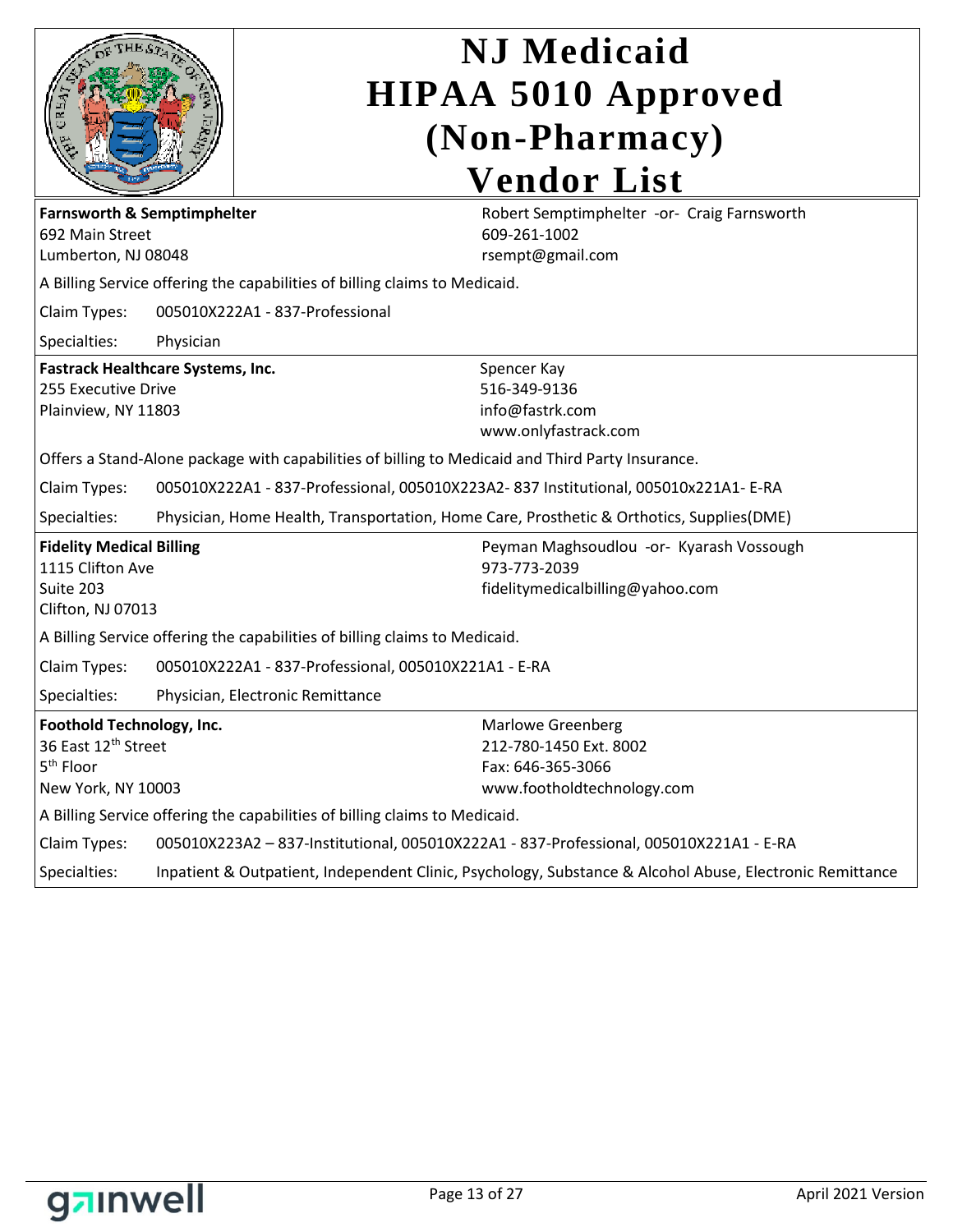# NJ Medicaid HIPAA 5010 Approved (Non-Pharmacy) Vendor List

**Farnsworth & Semptimphelter**
692 Main Street
Lumberton, NJ 08048

Robert Semptimphelter -or- Craig Farnsworth
609-261-1002
rsempt@gmail.com

A Billing Service offering the capabilities of billing claims to Medicaid.

Claim Types: 005010X222A1 - 837-Professional

Specialties: Physician

---

**Fastrack Healthcare Systems, Inc.**
255 Executive Drive
Plainview, NY 11803

Spencer Kay
516-349-9136
info@fastrk.com
www.onlyfastrack.com

Offers a Stand-Alone package with capabilities of billing to Medicaid and Third Party Insurance.

Claim Types: 005010X222A1 - 837-Professional, 005010X223A2- 837 Institutional, 005010x221A1- E-RA

Specialties: Physician, Home Health, Transportation, Home Care, Prosthetic & Orthotics, Supplies(DME)

---

**Fidelity Medical Billing**
1115 Clifton Ave
Suite 203
Clifton, NJ 07013

Peyman Maghsoudlou -or- Kyarash Vossough
973-773-2039
fidelitymedicalbilling@yahoo.com

A Billing Service offering the capabilities of billing claims to Medicaid.

Claim Types: 005010X222A1 - 837-Professional, 005010X221A1 - E-RA

Specialties: Physician, Electronic Remittance

---

**Foothold Technology, Inc.**
36 East 12th Street
5th Floor
New York, NY 10003

Marlowe Greenberg
212-780-1450 Ext. 8002
Fax: 646-365-3066
www.footholdtechnology.com

A Billing Service offering the capabilities of billing claims to Medicaid.

Claim Types: 005010X223A2 – 837-Institutional, 005010X222A1 - 837-Professional, 005010X221A1 - E-RA

Specialties: Inpatient & Outpatient, Independent Clinic, Psychology, Substance & Alcohol Abuse, Electronic Remittance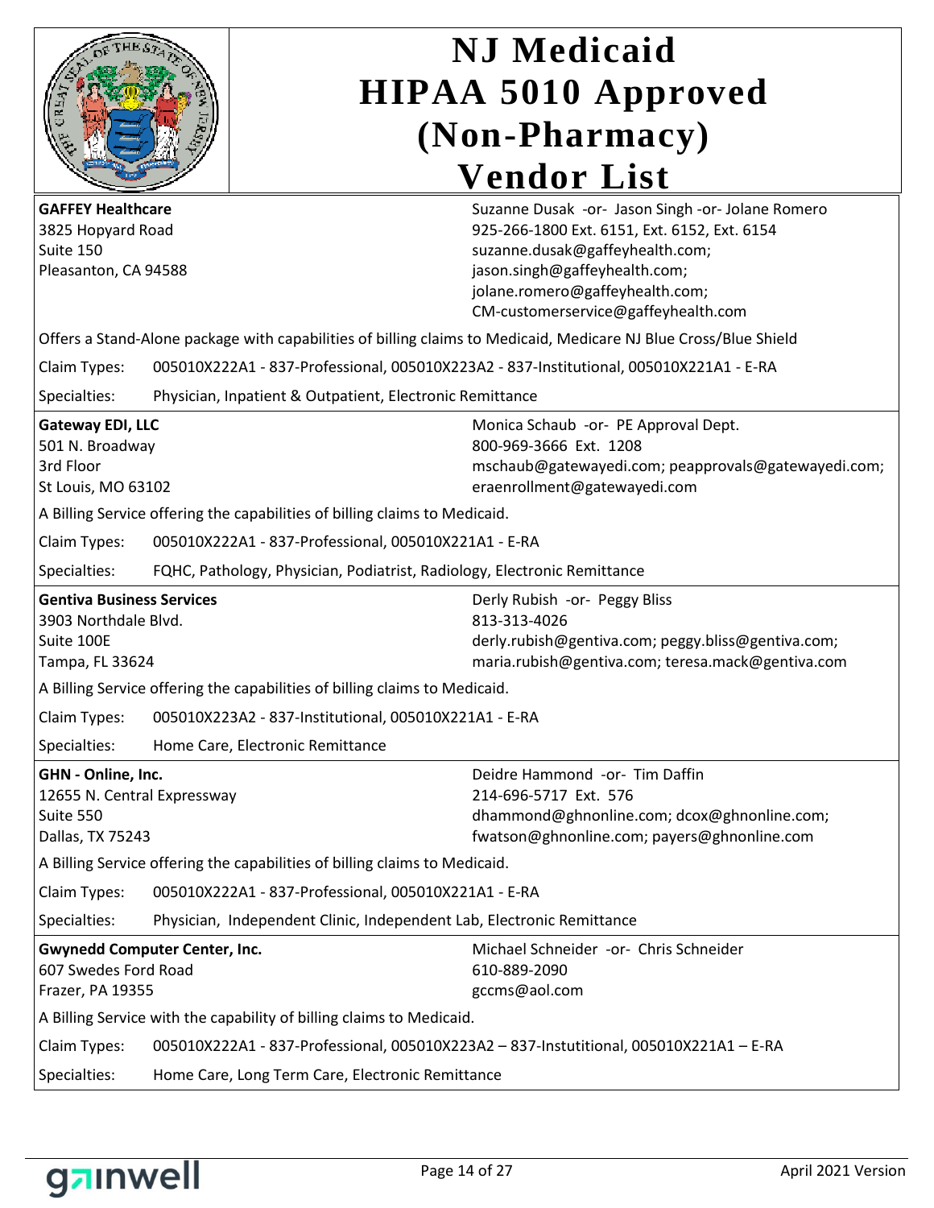# NJ Medicaid HIPAA 5010 Approved (Non-Pharmacy) Vendor List

**GAFFEY Healthcare**
3825 Hopyard Road
Suite 150
Pleasanton, CA 94588

Suzanne Dusak -or- Jason Singh -or- Jolane Romero
925-266-1800 Ext. 6151, Ext. 6152, Ext. 6154
suzanne.dusak@gaffeyhealth.com;
jason.singh@gaffeyhealth.com;
jolane.romero@gaffeyhealth.com;
CM-customerservice@gaffeyhealth.com

Offers a Stand-Alone package with capabilities of billing claims to Medicaid, Medicare NJ Blue Cross/Blue Shield

Claim Types: 005010X222A1 - 837-Professional, 005010X223A2 - 837-Institutional, 005010X221A1 - E-RA

Specialties: Physician, Inpatient & Outpatient, Electronic Remittance

---

**Gateway EDI, LLC**
501 N. Broadway
3rd Floor
St Louis, MO 63102

Monica Schaub -or- PE Approval Dept.
800-969-3666 Ext. 1208
mschaub@gatewayedi.com; peapprovals@gatewayedi.com;
eraenrollment@gatewayedi.com

A Billing Service offering the capabilities of billing claims to Medicaid.

Claim Types: 005010X222A1 - 837-Professional, 005010X221A1 - E-RA

Specialties: FQHC, Pathology, Physician, Podiatrist, Radiology, Electronic Remittance

---

**Gentiva Business Services**
3903 Northdale Blvd.
Suite 100E
Tampa, FL 33624

Derly Rubish -or- Peggy Bliss
813-313-4026
derly.rubish@gentiva.com; peggy.bliss@gentiva.com;
maria.rubish@gentiva.com; teresa.mack@gentiva.com

A Billing Service offering the capabilities of billing claims to Medicaid.

Claim Types: 005010X223A2 - 837-Institutional, 005010X221A1 - E-RA

Specialties: Home Care, Electronic Remittance

---

**GHN - Online, Inc.**
12655 N. Central Expressway
Suite 550
Dallas, TX 75243

Deidre Hammond -or- Tim Daffin
214-696-5717 Ext. 576
dhammond@ghnonline.com; dcox@ghnonline.com;
fwatson@ghnonline.com; payers@ghnonline.com

A Billing Service offering the capabilities of billing claims to Medicaid.

Claim Types: 005010X222A1 - 837-Professional, 005010X221A1 - E-RA

Specialties: Physician, Independent Clinic, Independent Lab, Electronic Remittance

---

**Gwynedd Computer Center, Inc.**
607 Swedes Ford Road
Frazer, PA 19355

Michael Schneider -or- Chris Schneider
610-889-2090
gccms@aol.com

A Billing Service with the capability of billing claims to Medicaid.

Claim Types: 005010X222A1 - 837-Professional, 005010X223A2 – 837-Instutitional, 005010X221A1 – E-RA

Specialties: Home Care, Long Term Care, Electronic Remittance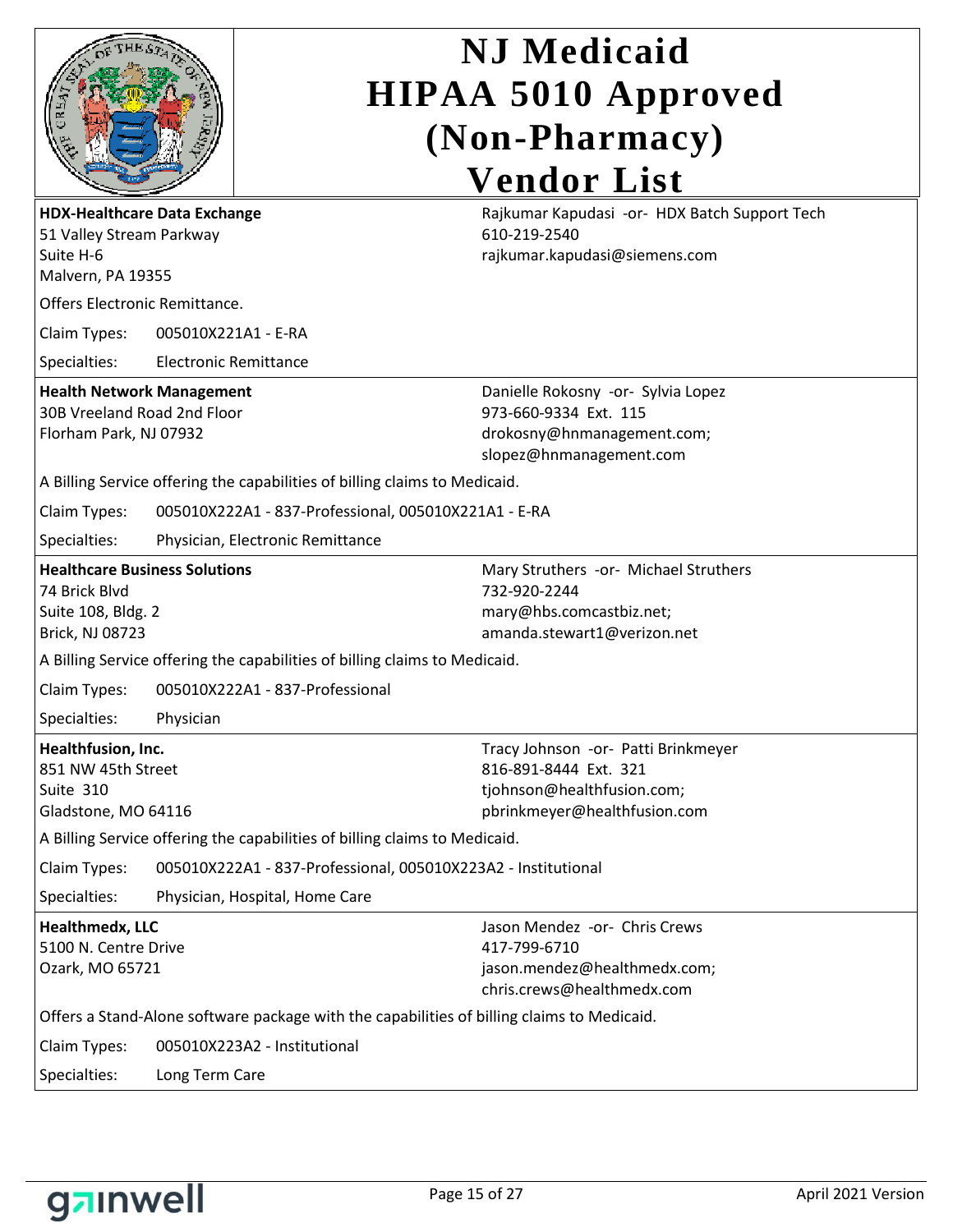# NJ Medicaid HIPAA 5010 Approved (Non-Pharmacy) Vendor List

**HDX-Healthcare Data Exchange**
51 Valley Stream Parkway
Suite H-6
Malvern, PA 19355

Rajkumar Kapudasi -or- HDX Batch Support Tech
610-219-2540
rajkumar.kapudasi@siemens.com

Offers Electronic Remittance.

Claim Types: 005010X221A1 - E-RA

Specialties: Electronic Remittance

---

**Health Network Management**
30B Vreeland Road 2nd Floor
Florham Park, NJ 07932

Danielle Rokosny -or- Sylvia Lopez
973-660-9334 Ext. 115
drokosny@hnmanagement.com;
slopez@hnmanagement.com

A Billing Service offering the capabilities of billing claims to Medicaid.

Claim Types: 005010X222A1 - 837-Professional, 005010X221A1 - E-RA

Specialties: Physician, Electronic Remittance

---

**Healthcare Business Solutions**
74 Brick Blvd
Suite 108, Bldg. 2
Brick, NJ 08723

Mary Struthers -or- Michael Struthers
732-920-2244
mary@hbs.comcastbiz.net;
amanda.stewart1@verizon.net

A Billing Service offering the capabilities of billing claims to Medicaid.

Claim Types: 005010X222A1 - 837-Professional

Specialties: Physician

---

**Healthfusion, Inc.**
851 NW 45th Street
Suite 310
Gladstone, MO 64116

Tracy Johnson -or- Patti Brinkmeyer
816-891-8444 Ext. 321
tjohnson@healthfusion.com;
pbrinkmeyer@healthfusion.com

A Billing Service offering the capabilities of billing claims to Medicaid.

Claim Types: 005010X222A1 - 837-Professional, 005010X223A2 - Institutional

Specialties: Physician, Hospital, Home Care

---

**Healthmedx, LLC**
5100 N. Centre Drive
Ozark, MO 65721

Jason Mendez -or- Chris Crews
417-799-6710
jason.mendez@healthmedx.com;
chris.crews@healthmedx.com

Offers a Stand-Alone software package with the capabilities of billing claims to Medicaid.

Claim Types: 005010X223A2 - Institutional

Specialties: Long Term Care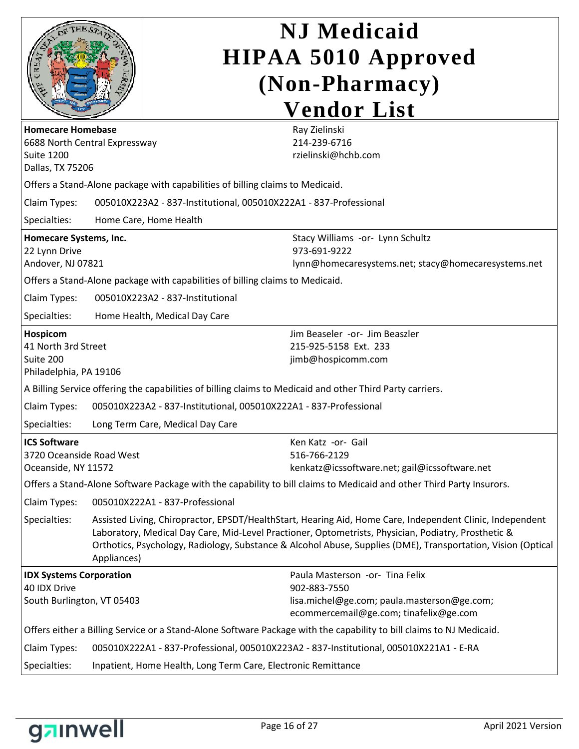# NJ Medicaid HIPAA 5010 Approved (Non-Pharmacy) Vendor List

**Homecare Homebase**
6688 North Central Expressway
Suite 1200
Dallas, TX 75206

Ray Zielinski
214-239-6716
rzielinski@hchb.com

Offers a Stand-Alone package with capabilities of billing claims to Medicaid.

Claim Types: 005010X223A2 - 837-Institutional, 005010X222A1 - 837-Professional

Specialties: Home Care, Home Health

---

**Homecare Systems, Inc.**
22 Lynn Drive
Andover, NJ 07821

Stacy Williams -or- Lynn Schultz
973-691-9222
lynn@homecaresystems.net; stacy@homecaresystems.net

Offers a Stand-Alone package with capabilities of billing claims to Medicaid.

Claim Types: 005010X223A2 - 837-Institutional

Specialties: Home Health, Medical Day Care

---

**Hospicom**
41 North 3rd Street
Suite 200
Philadelphia, PA 19106

Jim Beaseler -or- Jim Beaszler
215-925-5158 Ext. 233
jimb@hospicomm.com

A Billing Service offering the capabilities of billing claims to Medicaid and other Third Party carriers.

Claim Types: 005010X223A2 - 837-Institutional, 005010X222A1 - 837-Professional

Specialties: Long Term Care, Medical Day Care

---

**ICS Software**
3720 Oceanside Road West
Oceanside, NY 11572

Ken Katz -or- Gail
516-766-2129
kenkatz@icssoftware.net; gail@icssoftware.net

Offers a Stand-Alone Software Package with the capability to bill claims to Medicaid and other Third Party Insurors.

Claim Types: 005010X222A1 - 837-Professional

Specialties: Assisted Living, Chiropractor, EPSDT/HealthStart, Hearing Aid, Home Care, Independent Clinic, Independent Laboratory, Medical Day Care, Mid-Level Practioner, Optometrists, Physician, Podiatry, Prosthetic & Orthotics, Psychology, Radiology, Substance & Alcohol Abuse, Supplies (DME), Transportation, Vision (Optical Appliances)

---

**IDX Systems Corporation**
40 IDX Drive
South Burlington, VT 05403

Paula Masterson -or- Tina Felix
902-883-7550
lisa.michel@ge.com; paula.masterson@ge.com; ecommercemail@ge.com; tinafelix@ge.com

Offers either a Billing Service or a Stand-Alone Software Package with the capability to bill claims to NJ Medicaid.

Claim Types: 005010X222A1 - 837-Professional, 005010X223A2 - 837-Institutional, 005010X221A1 - E-RA

Specialties: Inpatient, Home Health, Long Term Care, Electronic Remittance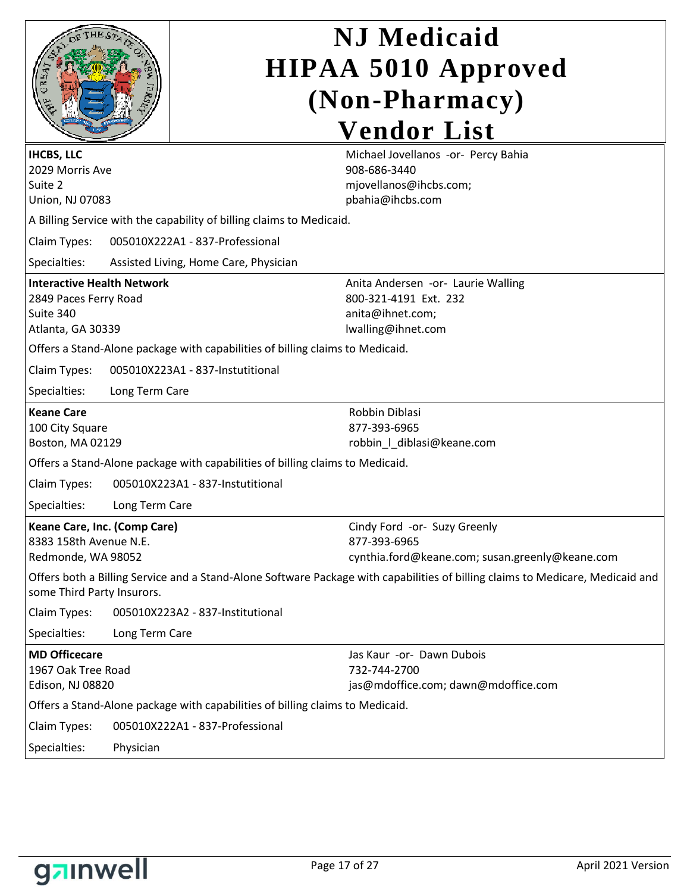# NJ Medicaid HIPAA 5010 Approved (Non-Pharmacy) Vendor List

**IHCBS, LLC**
2029 Morris Ave
Suite 2
Union, NJ 07083

Michael Jovellanos -or- Percy Bahia
908-686-3440
mjovellanos@ihcbs.com;
pbahia@ihcbs.com

A Billing Service with the capability of billing claims to Medicaid.

Claim Types: 005010X222A1 - 837-Professional

Specialties: Assisted Living, Home Care, Physician

---

**Interactive Health Network**
2849 Paces Ferry Road
Suite 340
Atlanta, GA 30339

Anita Andersen -or- Laurie Walling
800-321-4191 Ext. 232
anita@ihnet.com;
lwalling@ihnet.com

Offers a Stand-Alone package with capabilities of billing claims to Medicaid.

Claim Types: 005010X223A1 - 837-Instutitional

Specialties: Long Term Care

---

**Keane Care**
100 City Square
Boston, MA 02129

Robbin Diblasi
877-393-6965
robbin_l_diblasi@keane.com

Offers a Stand-Alone package with capabilities of billing claims to Medicaid.

Claim Types: 005010X223A1 - 837-Instutitional

Specialties: Long Term Care

---

**Keane Care, Inc. (Comp Care)**
8383 158th Avenue N.E.
Redmonde, WA 98052

Cindy Ford -or- Suzy Greenly
877-393-6965
cynthia.ford@keane.com; susan.greenly@keane.com

Offers both a Billing Service and a Stand-Alone Software Package with capabilities of billing claims to Medicare, Medicaid and some Third Party Insurors.

Claim Types: 005010X223A2 - 837-Institutional

Specialties: Long Term Care

---

**MD Officecare**
1967 Oak Tree Road
Edison, NJ 08820

Jas Kaur -or- Dawn Dubois
732-744-2700
jas@mdoffice.com; dawn@mdoffice.com

Offers a Stand-Alone package with capabilities of billing claims to Medicaid.

Claim Types: 005010X222A1 - 837-Professional

Specialties: Physician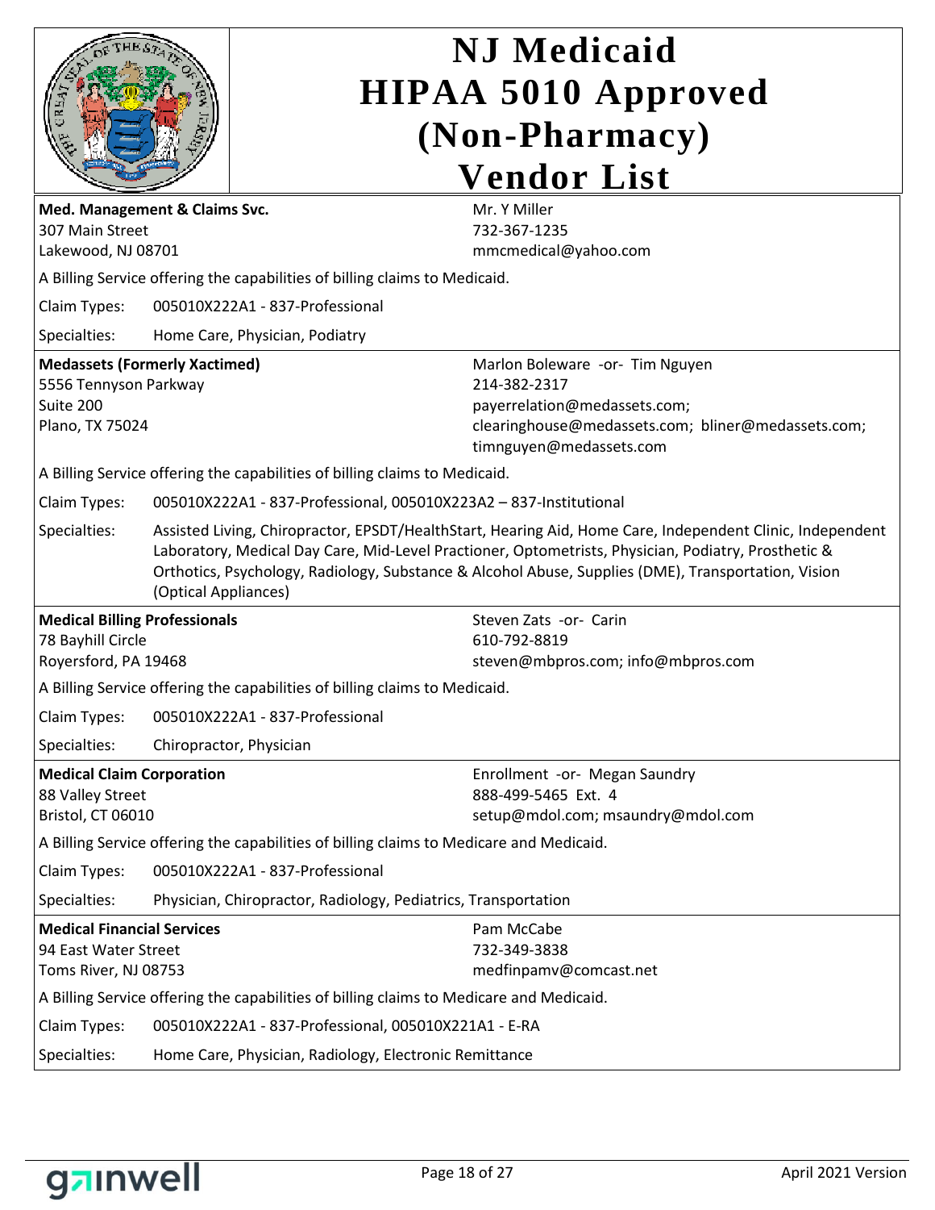# NJ Medicaid HIPAA 5010 Approved (Non-Pharmacy) Vendor List

**Med. Management & Claims Svc.**
307 Main Street
Lakewood, NJ 08701

Mr. Y Miller
732-367-1235
mmcmedical@yahoo.com

A Billing Service offering the capabilities of billing claims to Medicaid.

Claim Types: 005010X222A1 - 837-Professional

Specialties: Home Care, Physician, Podiatry

---

**Medassets (Formerly Xactimed)**
5556 Tennyson Parkway
Suite 200
Plano, TX 75024

Marlon Boleware -or- Tim Nguyen
214-382-2317
payerrelation@medassets.com;
clearinghouse@medassets.com; bliner@medassets.com;
timnguyen@medassets.com

A Billing Service offering the capabilities of billing claims to Medicaid.

Claim Types: 005010X222A1 - 837-Professional, 005010X223A2 – 837-Institutional

Specialties: Assisted Living, Chiropractor, EPSDT/HealthStart, Hearing Aid, Home Care, Independent Clinic, Independent Laboratory, Medical Day Care, Mid-Level Practioner, Optometrists, Physician, Podiatry, Prosthetic & Orthotics, Psychology, Radiology, Substance & Alcohol Abuse, Supplies (DME), Transportation, Vision (Optical Appliances)

---

**Medical Billing Professionals**
78 Bayhill Circle
Royersford, PA 19468

Steven Zats -or- Carin
610-792-8819
steven@mbpros.com; info@mbpros.com

A Billing Service offering the capabilities of billing claims to Medicaid.

Claim Types: 005010X222A1 - 837-Professional

Specialties: Chiropractor, Physician

---

**Medical Claim Corporation**
88 Valley Street
Bristol, CT 06010

Enrollment -or- Megan Saundry
888-499-5465 Ext. 4
setup@mdol.com; msaundry@mdol.com

A Billing Service offering the capabilities of billing claims to Medicare and Medicaid.

Claim Types: 005010X222A1 - 837-Professional

Specialties: Physician, Chiropractor, Radiology, Pediatrics, Transportation

---

**Medical Financial Services**
94 East Water Street
Toms River, NJ 08753

Pam McCabe
732-349-3838
medfinpamv@comcast.net

A Billing Service offering the capabilities of billing claims to Medicare and Medicaid.

Claim Types: 005010X222A1 - 837-Professional, 005010X221A1 - E-RA

Specialties: Home Care, Physician, Radiology, Electronic Remittance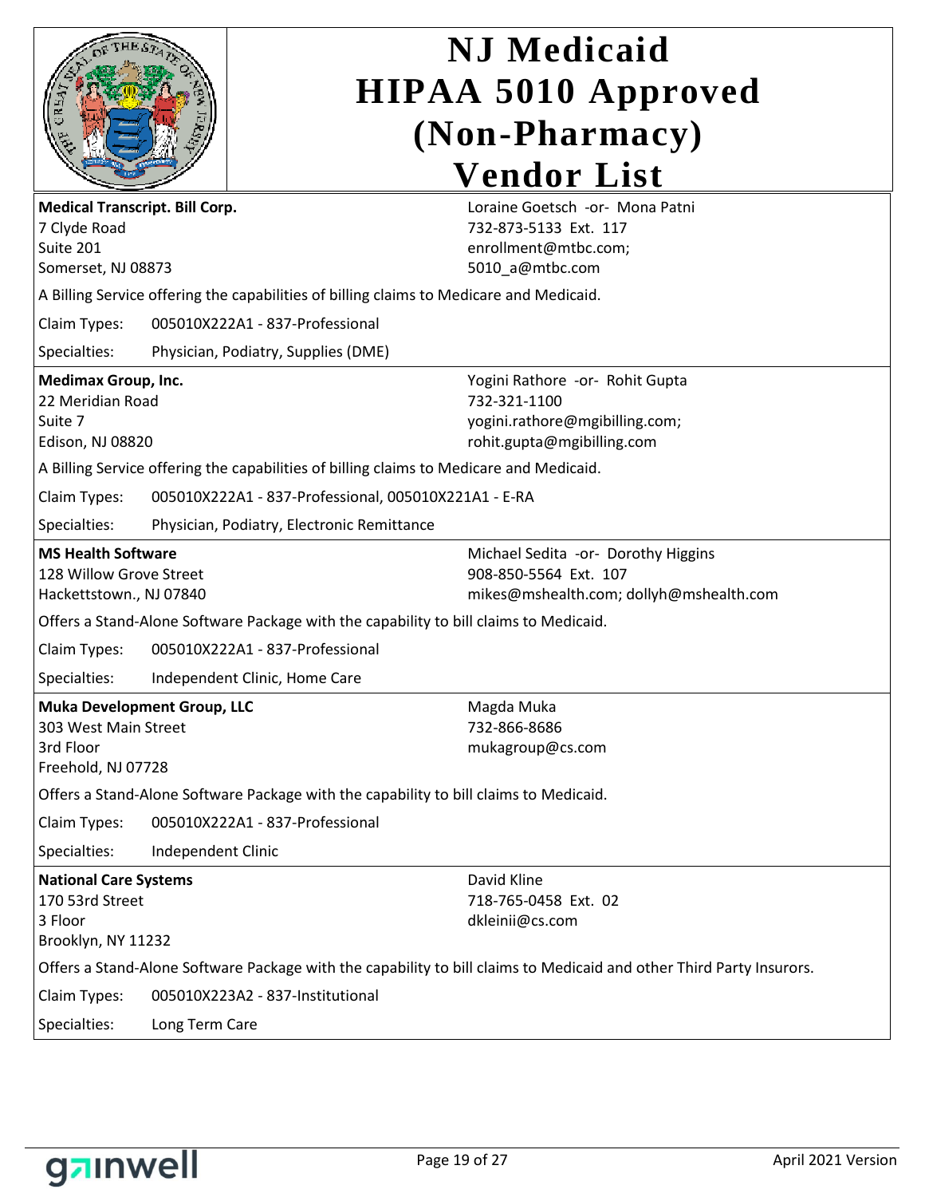# NJ Medicaid HIPAA 5010 Approved (Non-Pharmacy) Vendor List

**Medical Transcript. Bill Corp.**
7 Clyde Road
Suite 201
Somerset, NJ 08873

Loraine Goetsch -or- Mona Patni
732-873-5133 Ext. 117
enrollment@mtbc.com;
5010_a@mtbc.com

A Billing Service offering the capabilities of billing claims to Medicare and Medicaid.

Claim Types: 005010X222A1 - 837-Professional

Specialties: Physician, Podiatry, Supplies (DME)

---

**Medimax Group, Inc.**
22 Meridian Road
Suite 7
Edison, NJ 08820

Yogini Rathore -or- Rohit Gupta
732-321-1100
yogini.rathore@mgibilling.com;
rohit.gupta@mgibilling.com

A Billing Service offering the capabilities of billing claims to Medicare and Medicaid.

Claim Types: 005010X222A1 - 837-Professional, 005010X221A1 - E-RA

Specialties: Physician, Podiatry, Electronic Remittance

---

**MS Health Software**
128 Willow Grove Street
Hackettstown., NJ 07840

Michael Sedita -or- Dorothy Higgins
908-850-5564 Ext. 107
mikes@mshealth.com; dollyh@mshealth.com

Offers a Stand-Alone Software Package with the capability to bill claims to Medicaid.

Claim Types: 005010X222A1 - 837-Professional

Specialties: Independent Clinic, Home Care

---

**Muka Development Group, LLC**
303 West Main Street
3rd Floor
Freehold, NJ 07728

Magda Muka
732-866-8686
mukagroup@cs.com

Offers a Stand-Alone Software Package with the capability to bill claims to Medicaid.

Claim Types: 005010X222A1 - 837-Professional

Specialties: Independent Clinic

---

**National Care Systems**
170 53rd Street
3 Floor
Brooklyn, NY 11232

David Kline
718-765-0458 Ext. 02
dkleinii@cs.com

Offers a Stand-Alone Software Package with the capability to bill claims to Medicaid and other Third Party Insurors.

Claim Types: 005010X223A2 - 837-Institutional

Specialties: Long Term Care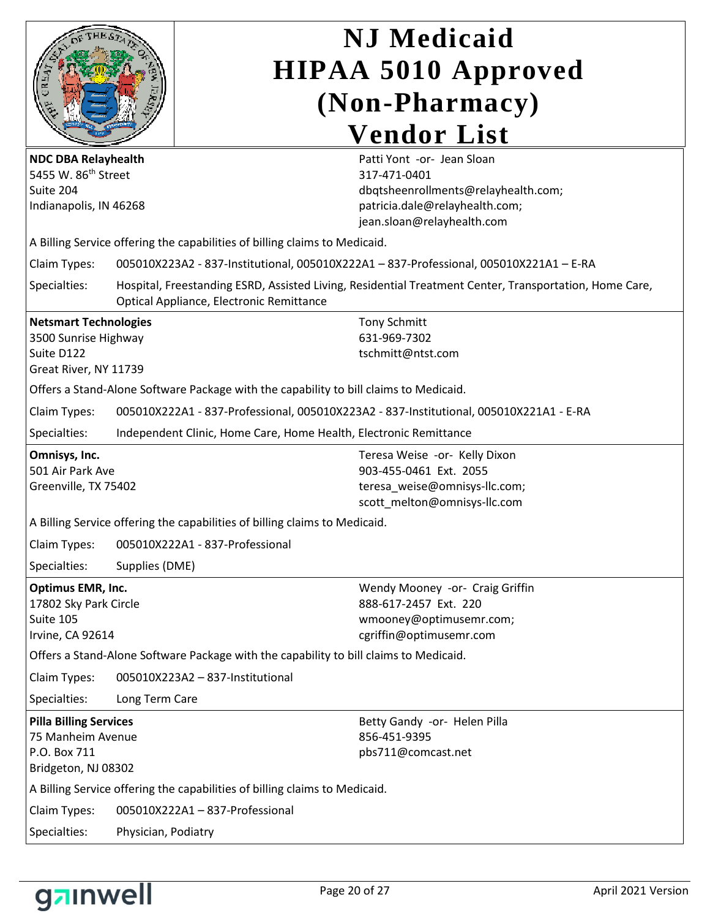# NJ Medicaid HIPAA 5010 Approved (Non-Pharmacy) Vendor List

**NDC DBA Relayhealth**
5455 W. 86th Street
Suite 204
Indianapolis, IN 46268

Patti Yont -or- Jean Sloan
317-471-0401
dbqtsheenrollments@relayhealth.com;
patricia.dale@relayhealth.com;
jean.sloan@relayhealth.com

A Billing Service offering the capabilities of billing claims to Medicaid.

Claim Types: 005010X223A2 - 837-Institutional, 005010X222A1 – 837-Professional, 005010X221A1 – E-RA

Specialties: Hospital, Freestanding ESRD, Assisted Living, Residential Treatment Center, Transportation, Home Care, Optical Appliance, Electronic Remittance

---

**Netsmart Technologies**
3500 Sunrise Highway
Suite D122
Great River, NY 11739

Tony Schmitt
631-969-7302
tschmitt@ntst.com

Offers a Stand-Alone Software Package with the capability to bill claims to Medicaid.

Claim Types: 005010X222A1 - 837-Professional, 005010X223A2 - 837-Institutional, 005010X221A1 - E-RA

Specialties: Independent Clinic, Home Care, Home Health, Electronic Remittance

---

**Omnisys, Inc.**
501 Air Park Ave
Greenville, TX 75402

Teresa Weise -or- Kelly Dixon
903-455-0461 Ext. 2055
teresa_weise@omnisys-llc.com;
scott_melton@omnisys-llc.com

A Billing Service offering the capabilities of billing claims to Medicaid.

Claim Types: 005010X222A1 - 837-Professional

Specialties: Supplies (DME)

---

**Optimus EMR, Inc.**
17802 Sky Park Circle
Suite 105
Irvine, CA 92614

Wendy Mooney -or- Craig Griffin
888-617-2457 Ext. 220
wmooney@optimusemr.com;
cgriffin@optimusemr.com

Offers a Stand-Alone Software Package with the capability to bill claims to Medicaid.

Claim Types: 005010X223A2 – 837-Institutional

Specialties: Long Term Care

---

**Pilla Billing Services**
75 Manheim Avenue
P.O. Box 711
Bridgeton, NJ 08302

Betty Gandy -or- Helen Pilla
856-451-9395
pbs711@comcast.net

A Billing Service offering the capabilities of billing claims to Medicaid.

Claim Types: 005010X222A1 – 837-Professional

Specialties: Physician, Podiatry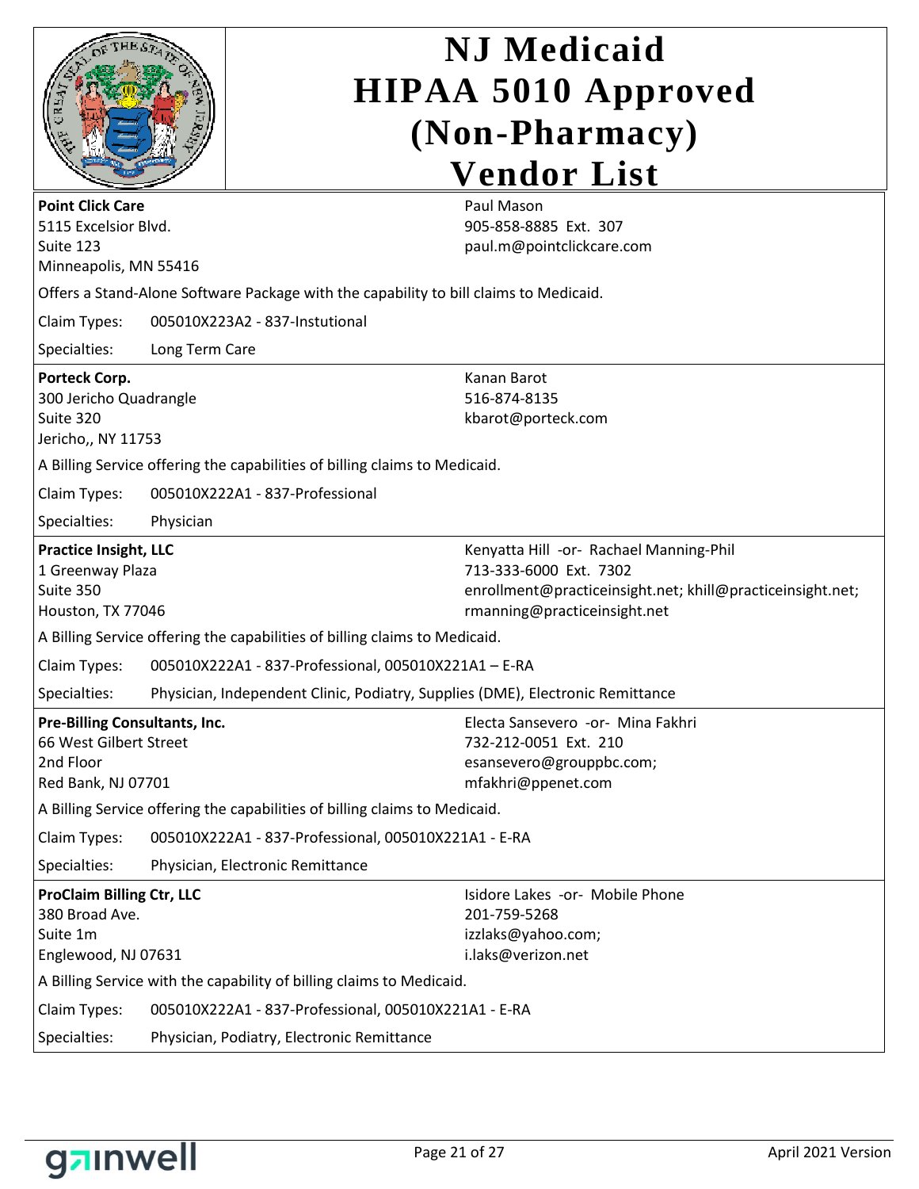# NJ Medicaid HIPAA 5010 Approved (Non-Pharmacy) Vendor List

**Point Click Care**
5115 Excelsior Blvd.
Suite 123
Minneapolis, MN 55416

Paul Mason
905-858-8885 Ext. 307
paul.m@pointclickcare.com

Offers a Stand-Alone Software Package with the capability to bill claims to Medicaid.

Claim Types: 005010X223A2 - 837-Instutional

Specialties: Long Term Care

---

**Porteck Corp.**
300 Jericho Quadrangle
Suite 320
Jericho,, NY 11753

Kanan Barot
516-874-8135
kbarot@porteck.com

A Billing Service offering the capabilities of billing claims to Medicaid.

Claim Types: 005010X222A1 - 837-Professional

Specialties: Physician

---

**Practice Insight, LLC**
1 Greenway Plaza
Suite 350
Houston, TX 77046

Kenyatta Hill -or- Rachael Manning-Phil
713-333-6000 Ext. 7302
enrollment@practiceinsight.net; khill@practiceinsight.net; rmanning@practiceinsight.net

A Billing Service offering the capabilities of billing claims to Medicaid.

Claim Types: 005010X222A1 - 837-Professional, 005010X221A1 – E-RA

Specialties: Physician, Independent Clinic, Podiatry, Supplies (DME), Electronic Remittance

---

**Pre-Billing Consultants, Inc.**
66 West Gilbert Street
2nd Floor
Red Bank, NJ 07701

Electa Sansevero -or- Mina Fakhri
732-212-0051 Ext. 210
esansevero@grouppbc.com;
mfakhri@ppenet.com

A Billing Service offering the capabilities of billing claims to Medicaid.

Claim Types: 005010X222A1 - 837-Professional, 005010X221A1 - E-RA

Specialties: Physician, Electronic Remittance

---

**ProClaim Billing Ctr, LLC**
380 Broad Ave.
Suite 1m
Englewood, NJ 07631

Isidore Lakes -or- Mobile Phone
201-759-5268
izzlaks@yahoo.com;
i.laks@verizon.net

A Billing Service with the capability of billing claims to Medicaid.

Claim Types: 005010X222A1 - 837-Professional, 005010X221A1 - E-RA

Specialties: Physician, Podiatry, Electronic Remittance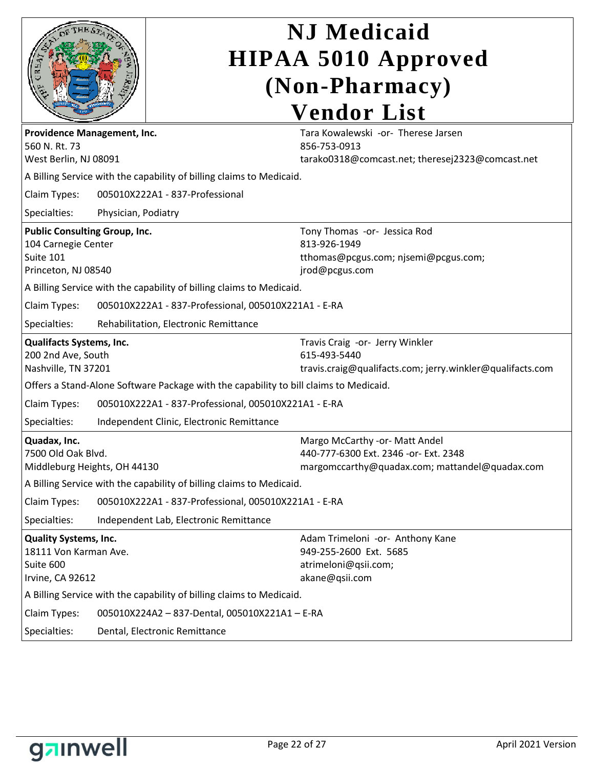# NJ Medicaid HIPAA 5010 Approved (Non-Pharmacy) Vendor List

**Providence Management, Inc.**
560 N. Rt. 73
West Berlin, NJ 08091

Tara Kowalewski -or- Therese Jarsen
856-753-0913
tarako0318@comcast.net; theresej2323@comcast.net

A Billing Service with the capability of billing claims to Medicaid.

Claim Types: 005010X222A1 - 837-Professional

Specialties: Physician, Podiatry

---

**Public Consulting Group, Inc.**
104 Carnegie Center
Suite 101
Princeton, NJ 08540

Tony Thomas -or- Jessica Rod
813-926-1949
tthomas@pcgus.com; njsemi@pcgus.com; jrod@pcgus.com

A Billing Service with the capability of billing claims to Medicaid.

Claim Types: 005010X222A1 - 837-Professional, 005010X221A1 - E-RA

Specialties: Rehabilitation, Electronic Remittance

---

**Qualifacts Systems, Inc.**
200 2nd Ave, South
Nashville, TN 37201

Travis Craig -or- Jerry Winkler
615-493-5440
travis.craig@qualifacts.com; jerry.winkler@qualifacts.com

Offers a Stand-Alone Software Package with the capability to bill claims to Medicaid.

Claim Types: 005010X222A1 - 837-Professional, 005010X221A1 - E-RA

Specialties: Independent Clinic, Electronic Remittance

---

**Quadax, Inc.**
7500 Old Oak Blvd.
Middleburg Heights, OH 44130

Margo McCarthy -or- Matt Andel
440-777-6300 Ext. 2346 -or- Ext. 2348
margomccarthy@quadax.com; mattandel@quadax.com

A Billing Service with the capability of billing claims to Medicaid.

Claim Types: 005010X222A1 - 837-Professional, 005010X221A1 - E-RA

Specialties: Independent Lab, Electronic Remittance

---

**Quality Systems, Inc.**
18111 Von Karman Ave.
Suite 600
Irvine, CA 92612

Adam Trimeloni -or- Anthony Kane
949-255-2600 Ext. 5685
atrimeloni@qsii.com;
akane@qsii.com

A Billing Service with the capability of billing claims to Medicaid.

Claim Types: 005010X224A2 – 837-Dental, 005010X221A1 – E-RA

Specialties: Dental, Electronic Remittance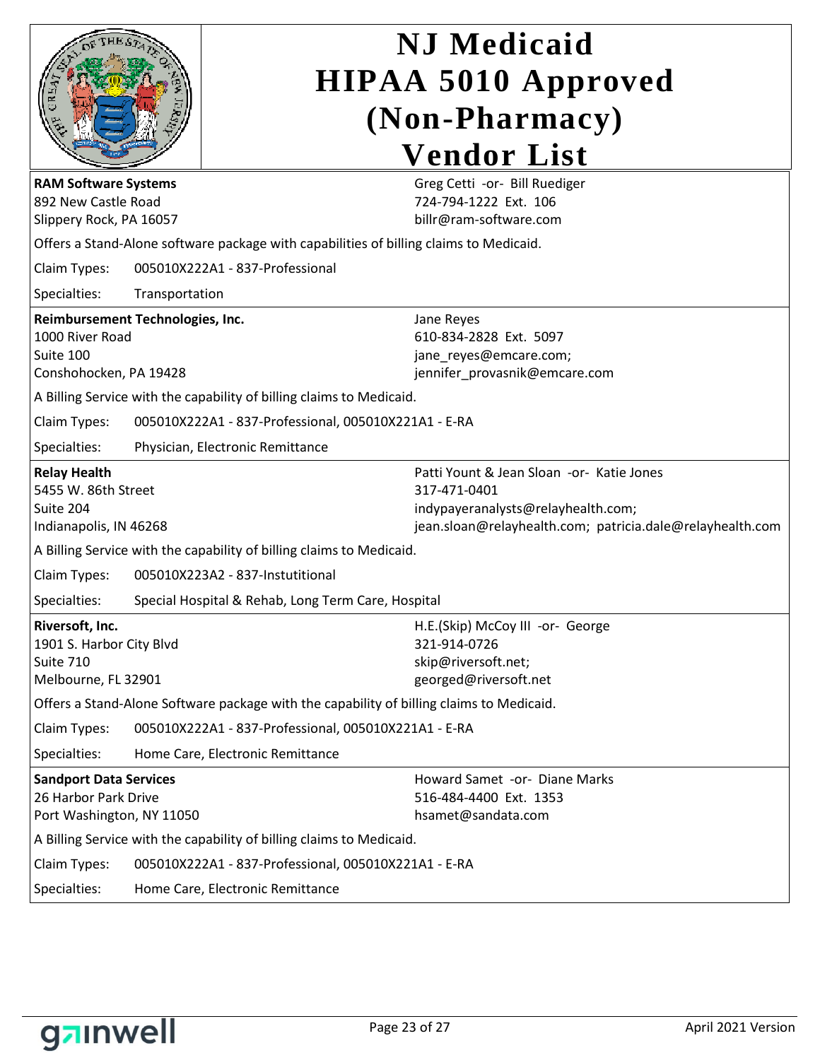# NJ Medicaid HIPAA 5010 Approved (Non-Pharmacy) Vendor List

**RAM Software Systems**
892 New Castle Road
Slippery Rock, PA 16057

Greg Cetti -or- Bill Ruediger
724-794-1222 Ext. 106
billr@ram-software.com

Offers a Stand-Alone software package with capabilities of billing claims to Medicaid.

Claim Types: 005010X222A1 - 837-Professional

Specialties: Transportation

---

**Reimbursement Technologies, Inc.**
1000 River Road
Suite 100
Conshohocken, PA 19428

Jane Reyes
610-834-2828 Ext. 5097
jane_reyes@emcare.com;
jennifer_provasnik@emcare.com

A Billing Service with the capability of billing claims to Medicaid.

Claim Types: 005010X222A1 - 837-Professional, 005010X221A1 - E-RA

Specialties: Physician, Electronic Remittance

---

**Relay Health**
5455 W. 86th Street
Suite 204
Indianapolis, IN 46268

Patti Yount & Jean Sloan -or- Katie Jones
317-471-0401
indypayeranalysts@relayhealth.com;
jean.sloan@relayhealth.com; patricia.dale@relayhealth.com

A Billing Service with the capability of billing claims to Medicaid.

Claim Types: 005010X223A2 - 837-Instutitional

Specialties: Special Hospital & Rehab, Long Term Care, Hospital

---

**Riversoft, Inc.**
1901 S. Harbor City Blvd
Suite 710
Melbourne, FL 32901

H.E.(Skip) McCoy III -or- George
321-914-0726
skip@riversoft.net;
georged@riversoft.net

Offers a Stand-Alone Software package with the capability of billing claims to Medicaid.

Claim Types: 005010X222A1 - 837-Professional, 005010X221A1 - E-RA

Specialties: Home Care, Electronic Remittance

---

**Sandport Data Services**
26 Harbor Park Drive
Port Washington, NY 11050

Howard Samet -or- Diane Marks
516-484-4400 Ext. 1353
hsamet@sandata.com

A Billing Service with the capability of billing claims to Medicaid.

Claim Types: 005010X222A1 - 837-Professional, 005010X221A1 - E-RA

Specialties: Home Care, Electronic Remittance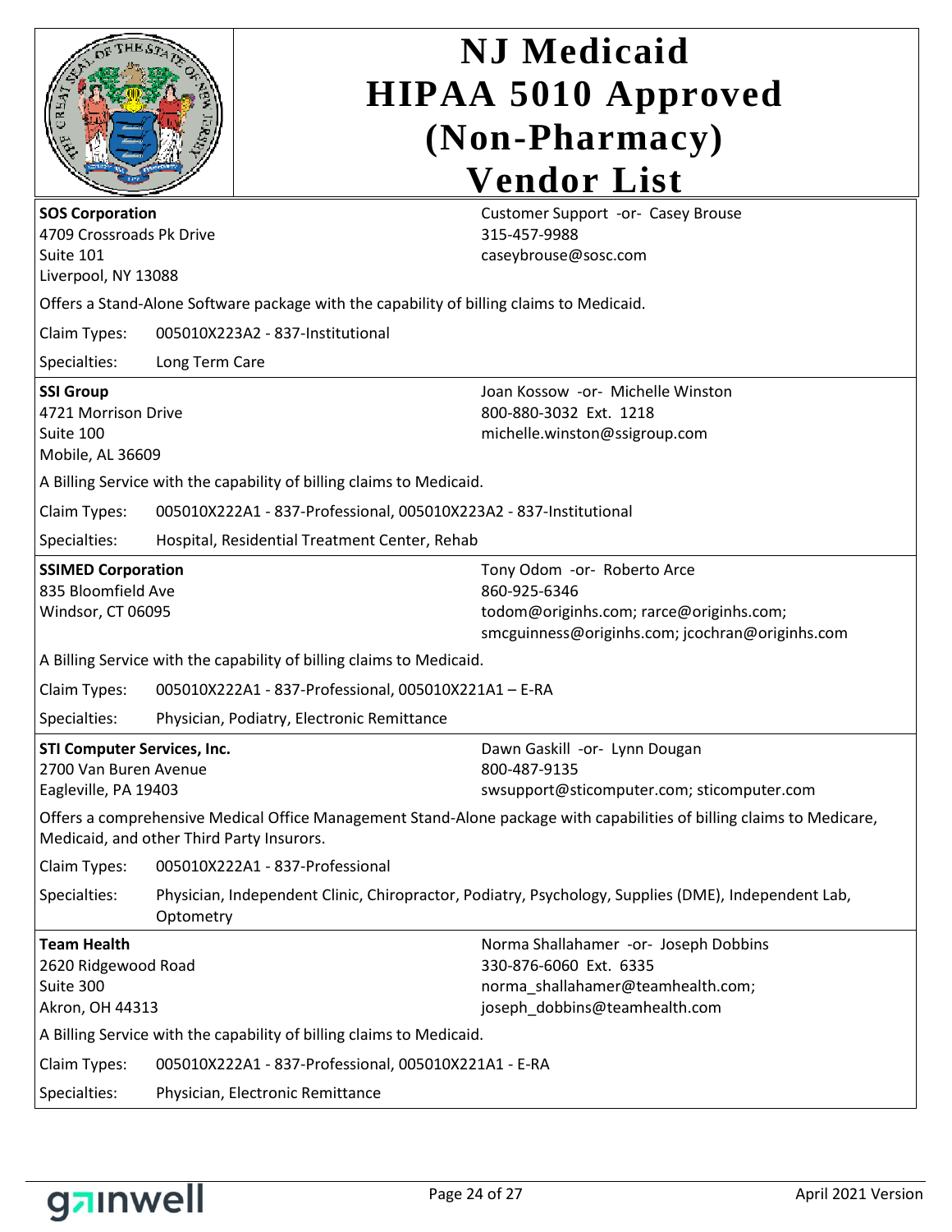# NJ Medicaid HIPAA 5010 Approved (Non-Pharmacy) Vendor List

**SOS Corporation**
4709 Crossroads Pk Drive
Suite 101
Liverpool, NY 13088

Customer Support -or- Casey Brouse
315-457-9988
caseybrouse@sosc.com

Offers a Stand-Alone Software package with the capability of billing claims to Medicaid.

Claim Types: 005010X223A2 - 837-Institutional

Specialties: Long Term Care

---

**SSI Group**
4721 Morrison Drive
Suite 100
Mobile, AL 36609

Joan Kossow -or- Michelle Winston
800-880-3032 Ext. 1218
michelle.winston@ssigroup.com

A Billing Service with the capability of billing claims to Medicaid.

Claim Types: 005010X222A1 - 837-Professional, 005010X223A2 - 837-Institutional

Specialties: Hospital, Residential Treatment Center, Rehab

---

**SSIMED Corporation**
835 Bloomfield Ave
Windsor, CT 06095

Tony Odom -or- Roberto Arce
860-925-6346
todom@originhs.com; rarce@originhs.com; smcguinness@originhs.com; jcochran@originhs.com

A Billing Service with the capability of billing claims to Medicaid.

Claim Types: 005010X222A1 - 837-Professional, 005010X221A1 – E-RA

Specialties: Physician, Podiatry, Electronic Remittance

---

**STI Computer Services, Inc.**
2700 Van Buren Avenue
Eagleville, PA 19403

Dawn Gaskill -or- Lynn Dougan
800-487-9135
swsupport@sticomputer.com; sticomputer.com

Offers a comprehensive Medical Office Management Stand-Alone package with capabilities of billing claims to Medicare, Medicaid, and other Third Party Insurors.

Claim Types: 005010X222A1 - 837-Professional

Specialties: Physician, Independent Clinic, Chiropractor, Podiatry, Psychology, Supplies (DME), Independent Lab, Optometry

---

**Team Health**
2620 Ridgewood Road
Suite 300
Akron, OH 44313

Norma Shallahamer -or- Joseph Dobbins
330-876-6060 Ext. 6335
norma_shallahamer@teamhealth.com; joseph_dobbins@teamhealth.com

A Billing Service with the capability of billing claims to Medicaid.

Claim Types: 005010X222A1 - 837-Professional, 005010X221A1 - E-RA

Specialties: Physician, Electronic Remittance

April 2021 Version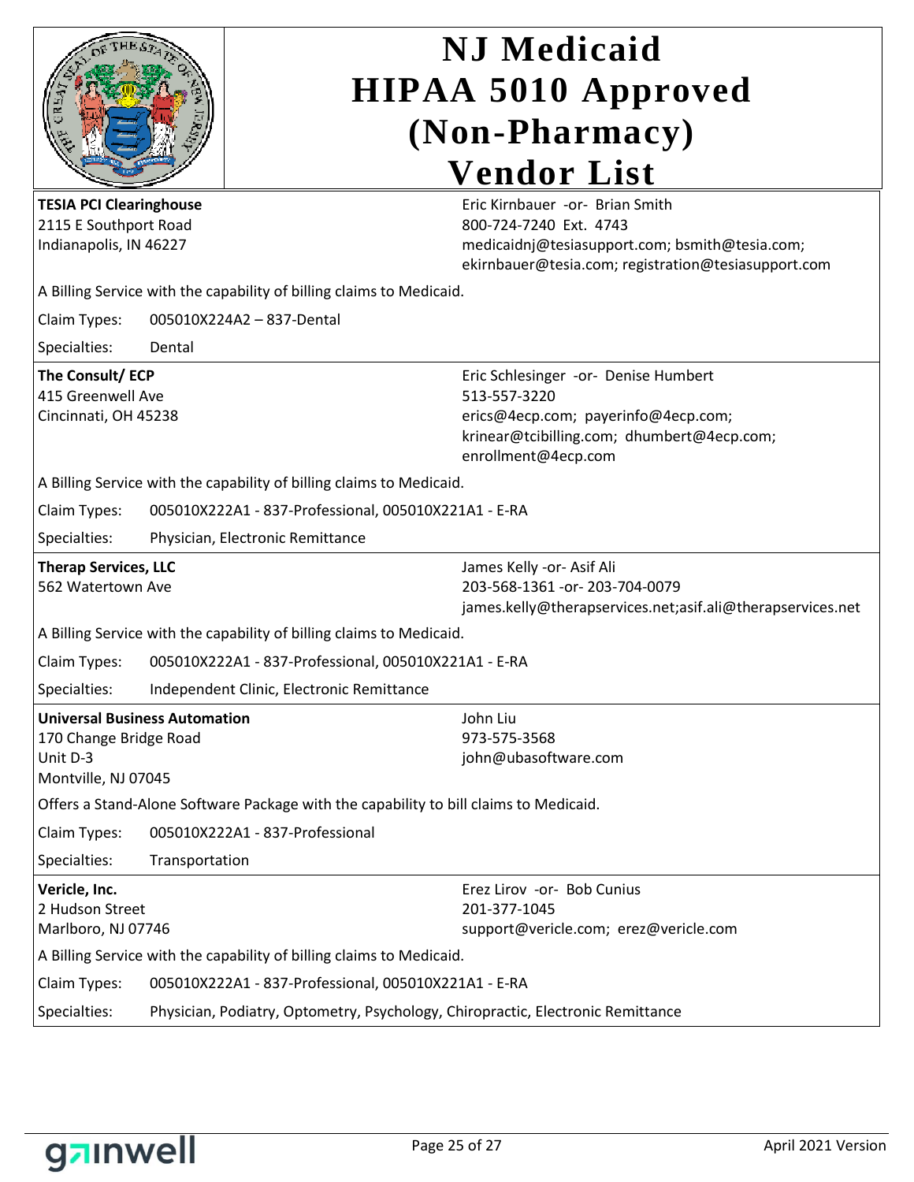# NJ Medicaid HIPAA 5010 Approved (Non-Pharmacy) Vendor List

**TESIA PCI Clearinghouse**
2115 E Southport Road
Indianapolis, IN 46227

Eric Kirnbauer -or- Brian Smith
800-724-7240 Ext. 4743
medicaidnj@tesiasupport.com; bsmith@tesia.com; ekirnbauer@tesia.com; registration@tesiasupport.com

A Billing Service with the capability of billing claims to Medicaid.

Claim Types: 005010X224A2 – 837-Dental

Specialties: Dental

---

**The Consult/ ECP**
415 Greenwell Ave
Cincinnati, OH 45238

Eric Schlesinger -or- Denise Humbert
513-557-3220
erics@4ecp.com; payerinfo@4ecp.com; krinear@tcibilling.com; dhumbert@4ecp.com; enrollment@4ecp.com

A Billing Service with the capability of billing claims to Medicaid.

Claim Types: 005010X222A1 - 837-Professional, 005010X221A1 - E-RA

Specialties: Physician, Electronic Remittance

---

**Therap Services, LLC**
562 Watertown Ave

James Kelly -or- Asif Ali
203-568-1361 -or- 203-704-0079
james.kelly@therapservices.net;asif.ali@therapservices.net

A Billing Service with the capability of billing claims to Medicaid.

Claim Types: 005010X222A1 - 837-Professional, 005010X221A1 - E-RA

Specialties: Independent Clinic, Electronic Remittance

---

**Universal Business Automation**
170 Change Bridge Road
Unit D-3
Montville, NJ 07045

John Liu
973-575-3568
john@ubasoftware.com

Offers a Stand-Alone Software Package with the capability to bill claims to Medicaid.

Claim Types: 005010X222A1 - 837-Professional

Specialties: Transportation

---

**Vericle, Inc.**
2 Hudson Street
Marlboro, NJ 07746

Erez Lirov -or- Bob Cunius
201-377-1045
support@vericle.com; erez@vericle.com

A Billing Service with the capability of billing claims to Medicaid.

Claim Types: 005010X222A1 - 837-Professional, 005010X221A1 - E-RA

Specialties: Physician, Podiatry, Optometry, Psychology, Chiropractic, Electronic Remittance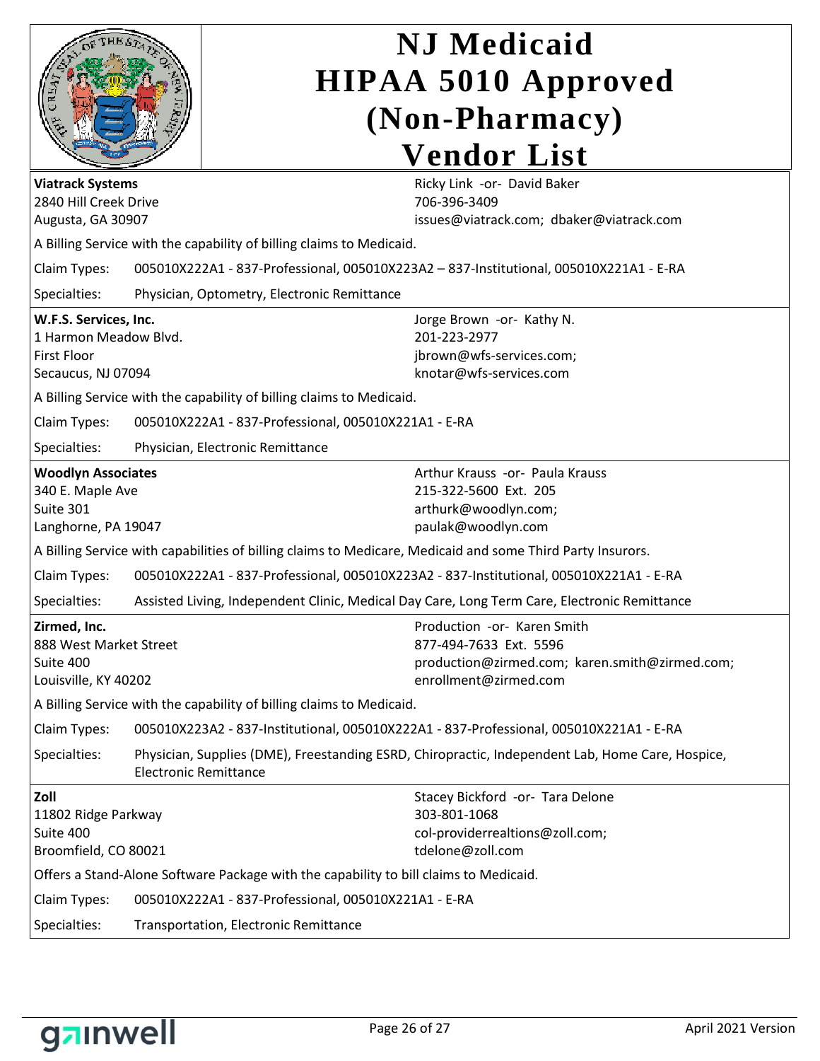# NJ Medicaid HIPAA 5010 Approved (Non-Pharmacy) Vendor List

**Viatrack Systems**
2840 Hill Creek Drive
Augusta, GA 30907

Ricky Link -or- David Baker
706-396-3409
issues@viatrack.com; dbaker@viatrack.com

A Billing Service with the capability of billing claims to Medicaid.

Claim Types: 005010X222A1 - 837-Professional, 005010X223A2 – 837-Institutional, 005010X221A1 - E-RA

Specialties: Physician, Optometry, Electronic Remittance

---

**W.F.S. Services, Inc.**
1 Harmon Meadow Blvd.
First Floor
Secaucus, NJ 07094

Jorge Brown -or- Kathy N.
201-223-2977
jbrown@wfs-services.com;
knotar@wfs-services.com

A Billing Service with the capability of billing claims to Medicaid.

Claim Types: 005010X222A1 - 837-Professional, 005010X221A1 - E-RA

Specialties: Physician, Electronic Remittance

---

**Woodlyn Associates**
340 E. Maple Ave
Suite 301
Langhorne, PA 19047

Arthur Krauss -or- Paula Krauss
215-322-5600 Ext. 205
arthurk@woodlyn.com;
paulak@woodlyn.com

A Billing Service with capabilities of billing claims to Medicare, Medicaid and some Third Party Insurors.

Claim Types: 005010X222A1 - 837-Professional, 005010X223A2 - 837-Institutional, 005010X221A1 - E-RA

Specialties: Assisted Living, Independent Clinic, Medical Day Care, Long Term Care, Electronic Remittance

---

**Zirmed, Inc.**
888 West Market Street
Suite 400
Louisville, KY 40202

Production -or- Karen Smith
877-494-7633 Ext. 5596
production@zirmed.com; karen.smith@zirmed.com;
enrollment@zirmed.com

A Billing Service with the capability of billing claims to Medicaid.

Claim Types: 005010X223A2 - 837-Institutional, 005010X222A1 - 837-Professional, 005010X221A1 - E-RA

Specialties: Physician, Supplies (DME), Freestanding ESRD, Chiropractic, Independent Lab, Home Care, Hospice, Electronic Remittance

---

**Zoll**
11802 Ridge Parkway
Suite 400
Broomfield, CO 80021

Stacey Bickford -or- Tara Delone
303-801-1068
col-providerrealtions@zoll.com;
tdelone@zoll.com

Offers a Stand-Alone Software Package with the capability to bill claims to Medicaid.

Claim Types: 005010X222A1 - 837-Professional, 005010X221A1 - E-RA

Specialties: Transportation, Electronic Remittance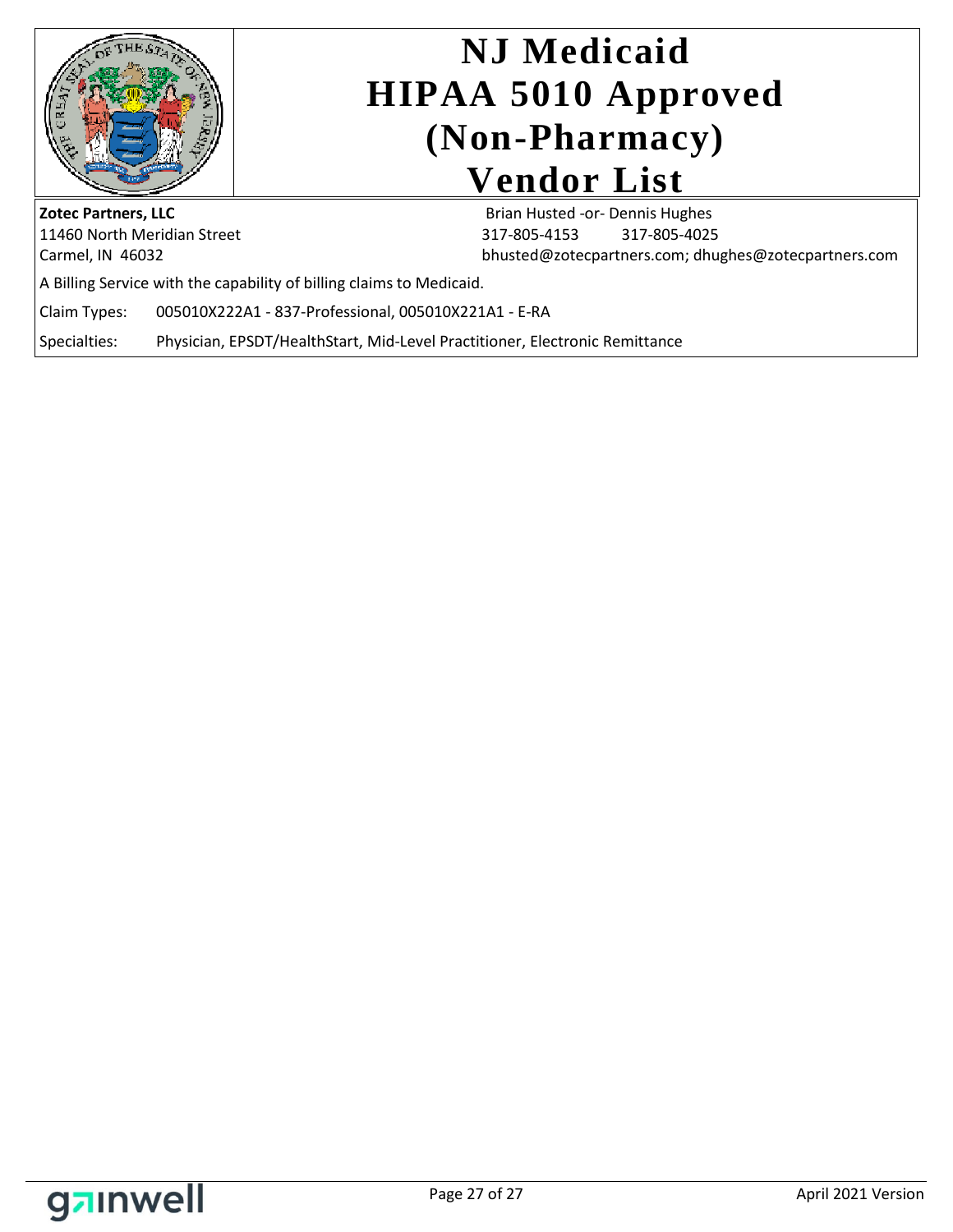# NJ Medicaid HIPAA 5010 Approved (Non-Pharmacy) Vendor List

**Zotec Partners, LLC**
11460 North Meridian Street
Carmel, IN 46032

Brian Husted -or- Dennis Hughes
317-805-4153 317-805-4025
bhusted@zotecpartners.com; dhughes@zotecpartners.com

A Billing Service with the capability of billing claims to Medicaid.

Claim Types: 005010X222A1 - 837-Professional, 005010X221A1 - E-RA

Specialties: Physician, EPSDT/HealthStart, Mid-Level Practitioner, Electronic Remittance